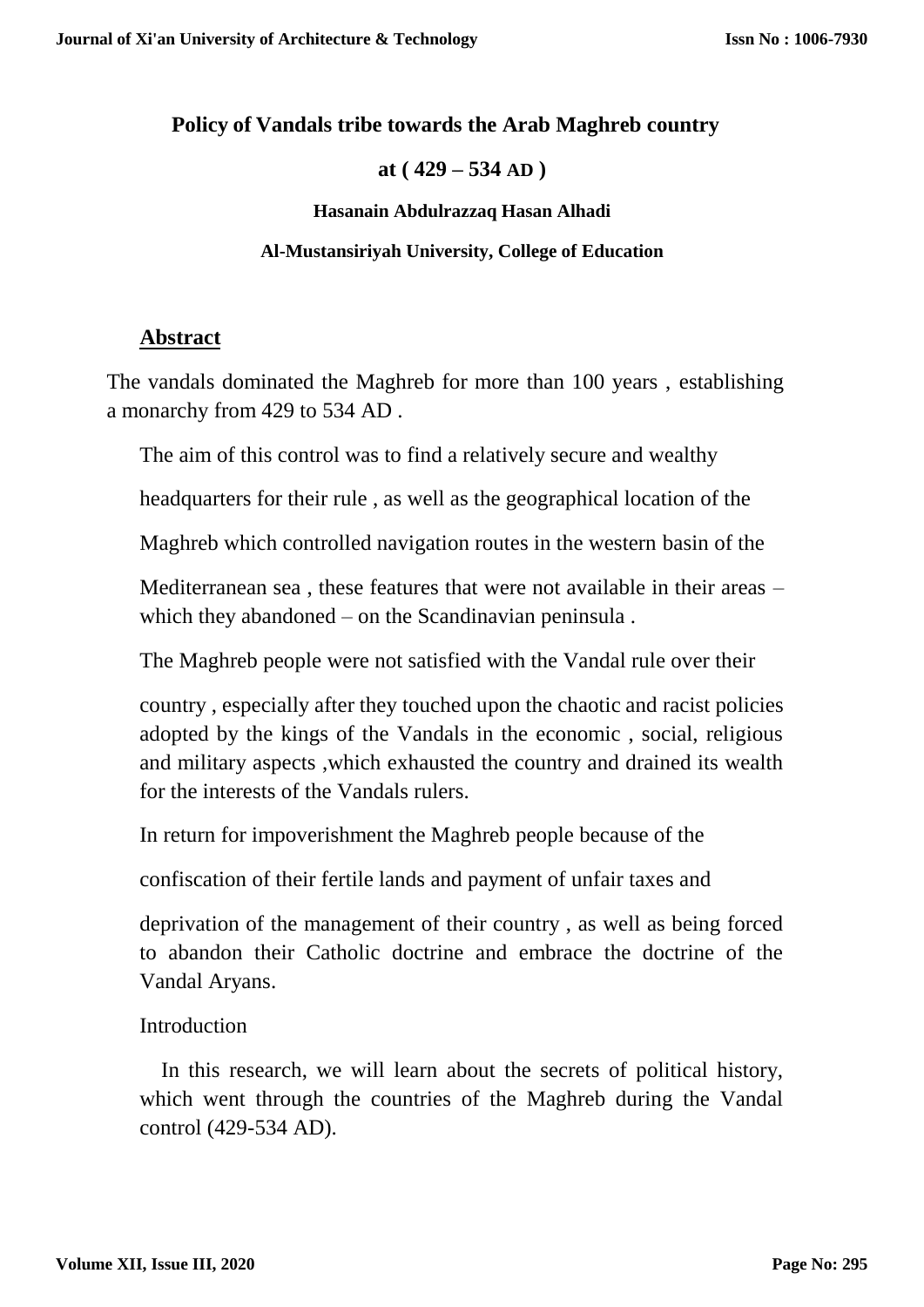# Policy of Vandals tribe towards the Arab Maghreb country

## at ( 429 – 534 AD )

**Hasanain Abdulrazzaq Hasan Alhadi**

**Al-Mustansiriyah University, College of Education**

## Abstract

The vandals dominated the Maghreb for more than 100 years , establishing a monarchy from 429 to 534 AD .

The aim of this control was to find a relatively secure and wealthy headquarters for their rule , as well as the geographical location of the Maghreb which controlled navigation routes in the western basin of the Mediterranean sea , these features that were not available in their areas – which they abandoned – on the Scandinavian peninsula .

The Maghreb people were not satisfied with the Vandal rule over their country , especially after they touched upon the chaotic and racist policies adopted by the kings of the Vandals in the economic , social, religious and military aspects ,which exhausted the country and drained its wealth for the interests of the Vandals rulers.

In return for impoverishment the Maghreb people because of the confiscation of their fertile lands and payment of unfair taxes and deprivation of the management of their country , as well as being forced to abandon their Catholic doctrine and embrace the doctrine of the Vandal Aryans.

Introduction

In this research, we will learn about the secrets of political history, which went through the countries of the Maghreb during the Vandal control (429-534 AD).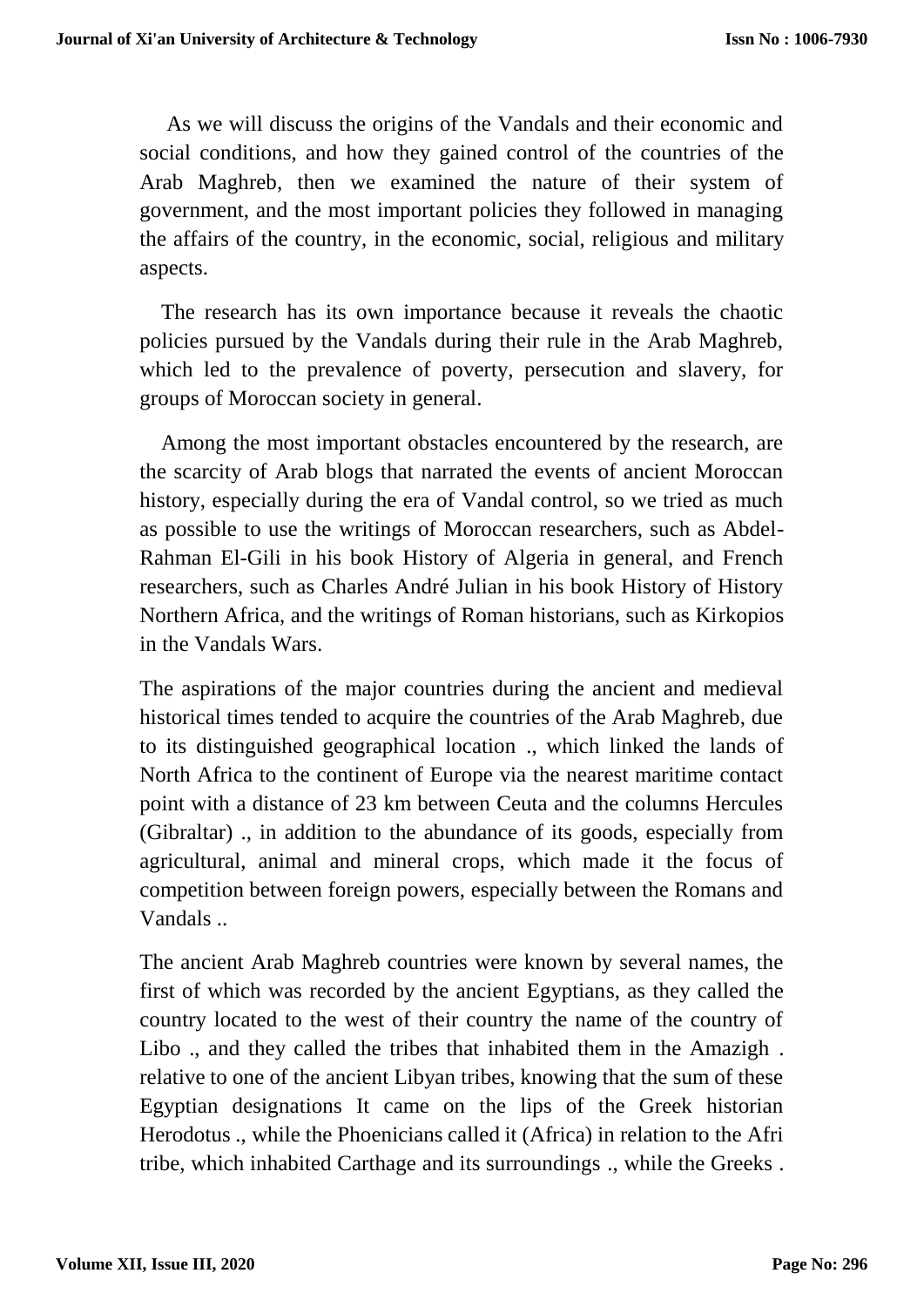As we will discuss the origins of the Vandals and their economic and social conditions, and how they gained control of the countries of the Arab Maghreb, then we examined the nature of their system of government, and the most important policies they followed in managing the affairs of the country, in the economic, social, religious and military aspects.

The research has its own importance because it reveals the chaotic policies pursued by the Vandals during their rule in the Arab Maghreb, which led to the prevalence of poverty, persecution and slavery, for groups of Moroccan society in general.

Among the most important obstacles encountered by the research, are the scarcity of Arab blogs that narrated the events of ancient Moroccan history, especially during the era of Vandal control, so we tried as much as possible to use the writings of Moroccan researchers, such as Abdel-Rahman El-Gili in his book History of Algeria in general, and French researchers, such as Charles André Julian in his book History of History Northern Africa, and the writings of Roman historians, such as Kirkopios in the Vandals Wars.

The aspirations of the major countries during the ancient and medieval historical times tended to acquire the countries of the Arab Maghreb, due to its distinguished geographical location ., which linked the lands of North Africa to the continent of Europe via the nearest maritime contact point with a distance of 23 km between Ceuta and the columns Hercules (Gibraltar) ., in addition to the abundance of its goods, especially from agricultural, animal and mineral crops, which made it the focus of competition between foreign powers, especially between the Romans and Vandals ..

The ancient Arab Maghreb countries were known by several names, the first of which was recorded by the ancient Egyptians, as they called the country located to the west of their country the name of the country of Libo ., and they called the tribes that inhabited them in the Amazigh . relative to one of the ancient Libyan tribes, knowing that the sum of these Egyptian designations It came on the lips of the Greek historian Herodotus ., while the Phoenicians called it (Africa) in relation to the Afri tribe, which inhabited Carthage and its surroundings ., while the Greeks .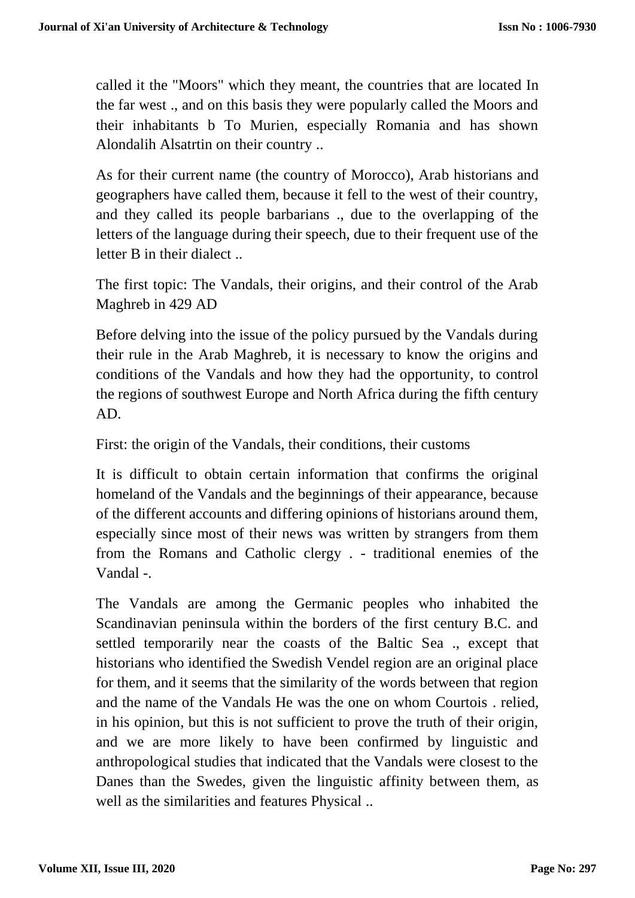called it the "Moors" which they meant, the countries that are located In the far west ., and on this basis they were popularly called the Moors and their inhabitants b To Murien, especially Romania and has shown Alondalih Alsatrtin on their country ..

As for their current name (the country of Morocco), Arab historians and geographers have called them, because it fell to the west of their country, and they called its people barbarians ., due to the overlapping of the letters of the language during their speech, due to their frequent use of the letter B in their dialect ..

The first topic: The Vandals, their origins, and their control of the Arab Maghreb in 429 AD

Before delving into the issue of the policy pursued by the Vandals during their rule in the Arab Maghreb, it is necessary to know the origins and conditions of the Vandals and how they had the opportunity, to control the regions of southwest Europe and North Africa during the fifth century AD.

First: the origin of the Vandals, their conditions, their customs

It is difficult to obtain certain information that confirms the original homeland of the Vandals and the beginnings of their appearance, because of the different accounts and differing opinions of historians around them, especially since most of their news was written by strangers from them from the Romans and Catholic clergy . - traditional enemies of the Vandal -.

The Vandals are among the Germanic peoples who inhabited the Scandinavian peninsula within the borders of the first century B.C. and settled temporarily near the coasts of the Baltic Sea ., except that historians who identified the Swedish Vendel region are an original place for them, and it seems that the similarity of the words between that region and the name of the Vandals He was the one on whom Courtois . relied, in his opinion, but this is not sufficient to prove the truth of their origin, and we are more likely to have been confirmed by linguistic and anthropological studies that indicated that the Vandals were closest to the Danes than the Swedes, given the linguistic affinity between them, as well as the similarities and features Physical ..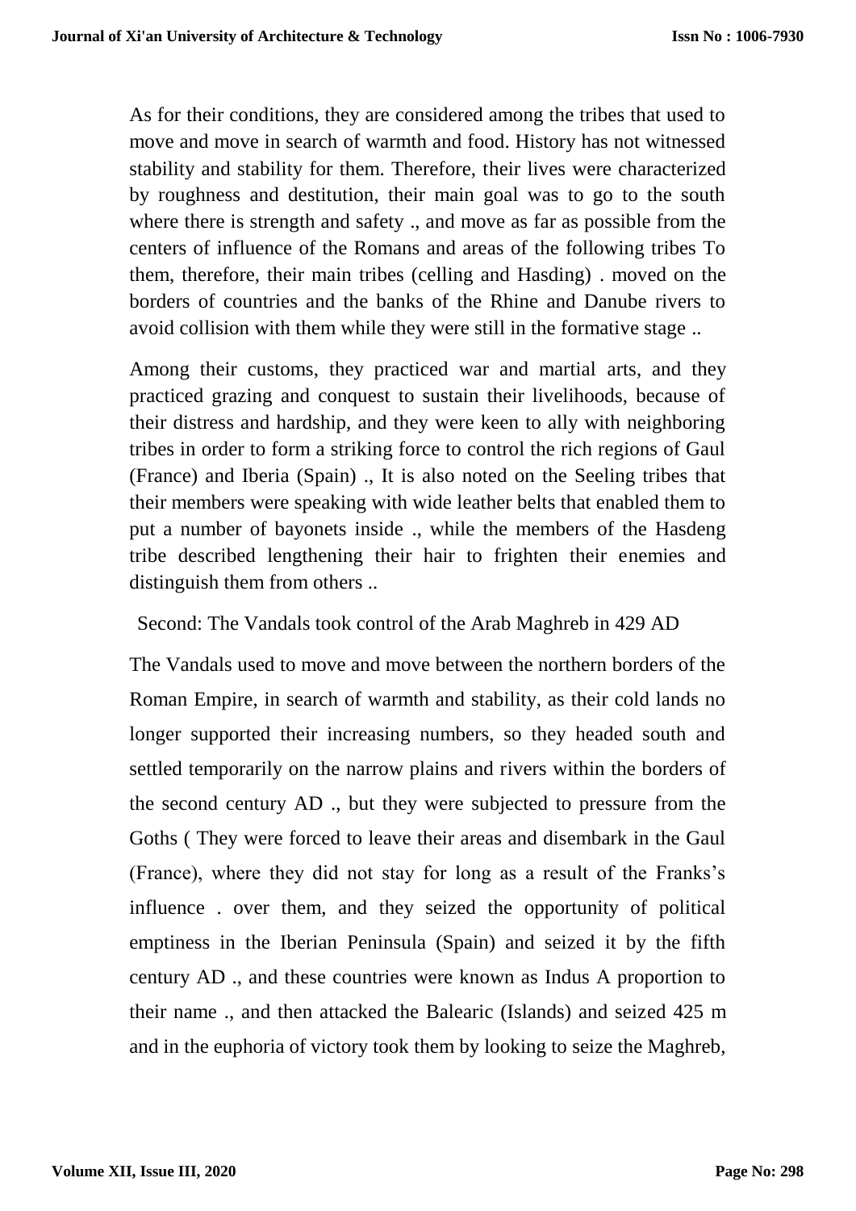As for their conditions, they are considered among the tribes that used to move and move in search of warmth and food. History has not witnessed stability and stability for them. Therefore, their lives were characterized by roughness and destitution, their main goal was to go to the south where there is strength and safety ., and move as far as possible from the centers of influence of the Romans and areas of the following tribes To them, therefore, their main tribes (celling and Hasding) . moved on the borders of countries and the banks of the Rhine and Danube rivers to avoid collision with them while they were still in the formative stage ..

Among their customs, they practiced war and martial arts, and they practiced grazing and conquest to sustain their livelihoods, because of their distress and hardship, and they were keen to ally with neighboring tribes in order to form a striking force to control the rich regions of Gaul (France) and Iberia (Spain) ., It is also noted on the Seeling tribes that their members were speaking with wide leather belts that enabled them to put a number of bayonets inside ., while the members of the Hasdeng tribe described lengthening their hair to frighten their enemies and distinguish them from others ..

Second: The Vandals took control of the Arab Maghreb in 429 AD

The Vandals used to move and move between the northern borders of the Roman Empire, in search of warmth and stability, as their cold lands no longer supported their increasing numbers, so they headed south and settled temporarily on the narrow plains and rivers within the borders of the second century AD ., but they were subjected to pressure from the Goths ( They were forced to leave their areas and disembark in the Gaul (France), where they did not stay for long as a result of the Franks's influence . over them, and they seized the opportunity of political emptiness in the Iberian Peninsula (Spain) and seized it by the fifth century AD ., and these countries were known as Indus A proportion to their name ., and then attacked the Balearic (Islands) and seized 425 m and in the euphoria of victory took them by looking to seize the Maghreb,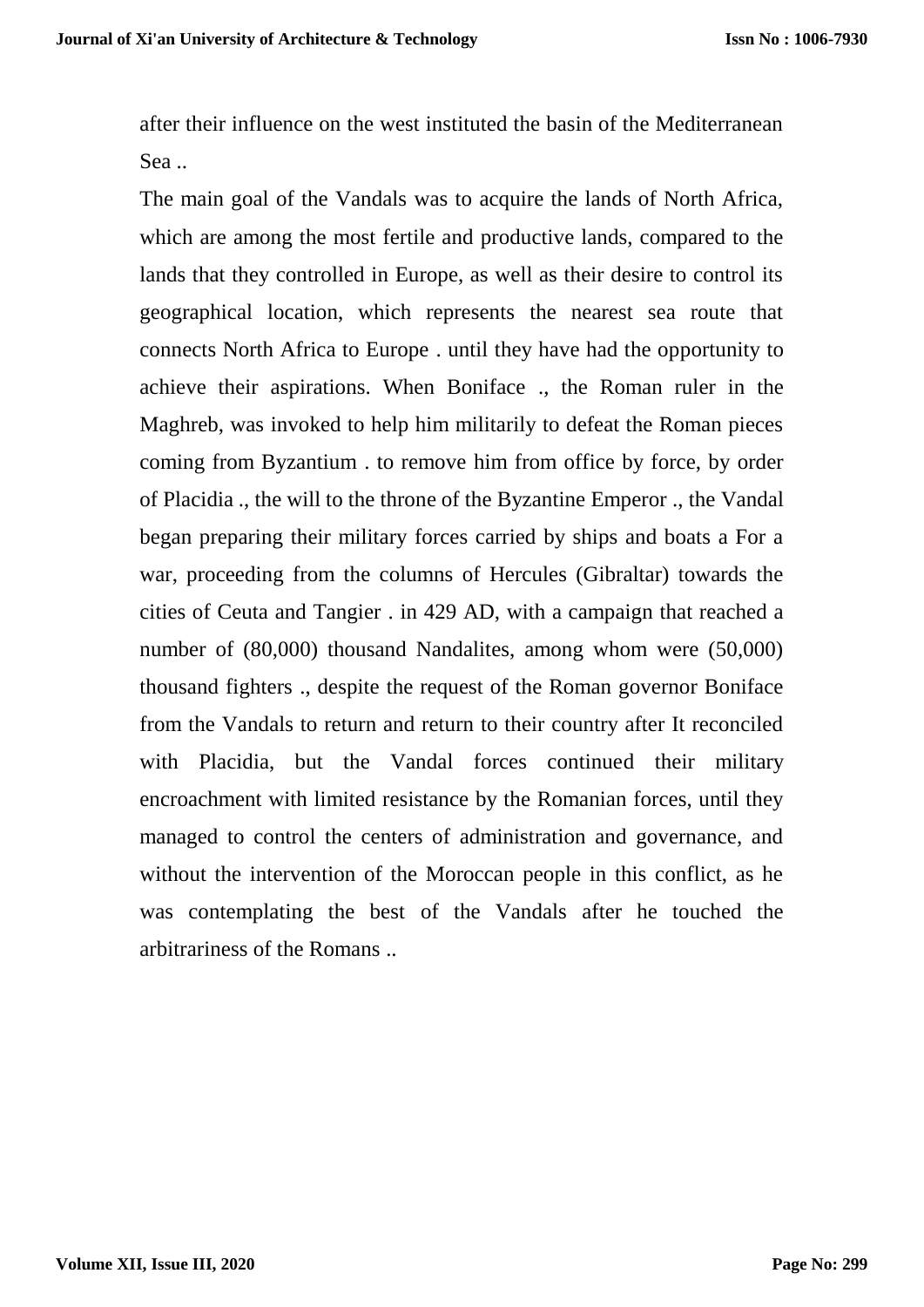after their influence on the west instituted the basin of the Mediterranean Sea ..

The main goal of the Vandals was to acquire the lands of North Africa, which are among the most fertile and productive lands, compared to the lands that they controlled in Europe, as well as their desire to control its geographical location, which represents the nearest sea route that connects North Africa to Europe . until they have had the opportunity to achieve their aspirations. When Boniface ., the Roman ruler in the Maghreb, was invoked to help him militarily to defeat the Roman pieces coming from Byzantium . to remove him from office by force, by order of Placidia ., the will to the throne of the Byzantine Emperor ., the Vandal began preparing their military forces carried by ships and boats a For a war, proceeding from the columns of Hercules (Gibraltar) towards the cities of Ceuta and Tangier . in 429 AD, with a campaign that reached a number of (80,000) thousand Nandalites, among whom were (50,000) thousand fighters ., despite the request of the Roman governor Boniface from the Vandals to return and return to their country after It reconciled with Placidia, but the Vandal forces continued their military encroachment with limited resistance by the Romanian forces, until they managed to control the centers of administration and governance, and without the intervention of the Moroccan people in this conflict, as he was contemplating the best of the Vandals after he touched the arbitrariness of the Romans ..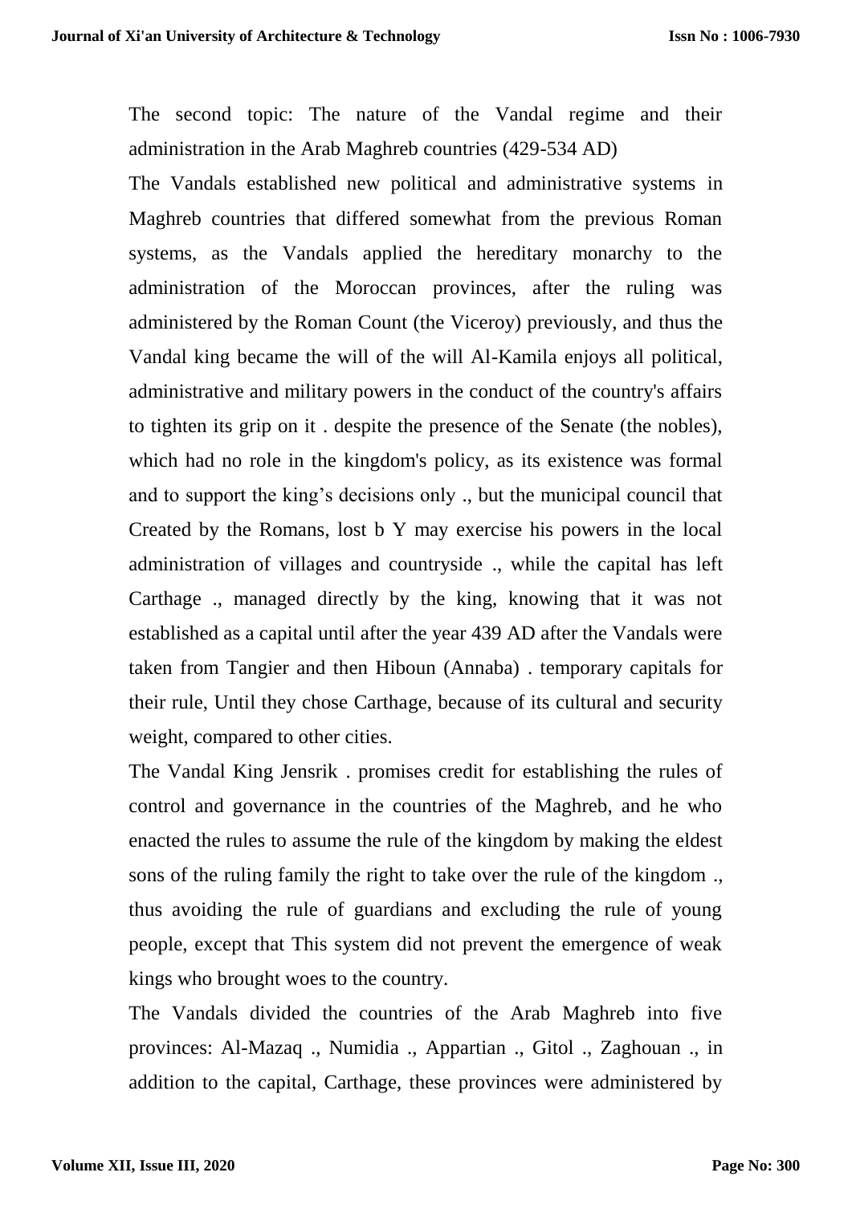The second topic: The nature of the Vandal regime and their administration in the Arab Maghreb countries (429-534 AD)

The Vandals established new political and administrative systems in Maghreb countries that differed somewhat from the previous Roman systems, as the Vandals applied the hereditary monarchy to the administration of the Moroccan provinces, after the ruling was administered by the Roman Count (the Viceroy) previously, and thus the Vandal king became the will of the will Al-Kamila enjoys all political, administrative and military powers in the conduct of the country's affairs to tighten its grip on it . despite the presence of the Senate (the nobles), which had no role in the kingdom's policy, as its existence was formal and to support the king's decisions only ., but the municipal council that Created by the Romans, lost b Y may exercise his powers in the local administration of villages and countryside ., while the capital has left Carthage ., managed directly by the king, knowing that it was not established as a capital until after the year 439 AD after the Vandals were taken from Tangier and then Hiboun (Annaba) . temporary capitals for their rule, Until they chose Carthage, because of its cultural and security weight, compared to other cities.

The Vandal King Jensrik . promises credit for establishing the rules of control and governance in the countries of the Maghreb, and he who enacted the rules to assume the rule of the kingdom by making the eldest sons of the ruling family the right to take over the rule of the kingdom ., thus avoiding the rule of guardians and excluding the rule of young people, except that This system did not prevent the emergence of weak kings who brought woes to the country.

The Vandals divided the countries of the Arab Maghreb into five provinces: Al-Mazaq ., Numidia ., Appartian ., Gitol ., Zaghouan ., in addition to the capital, Carthage, these provinces were administered by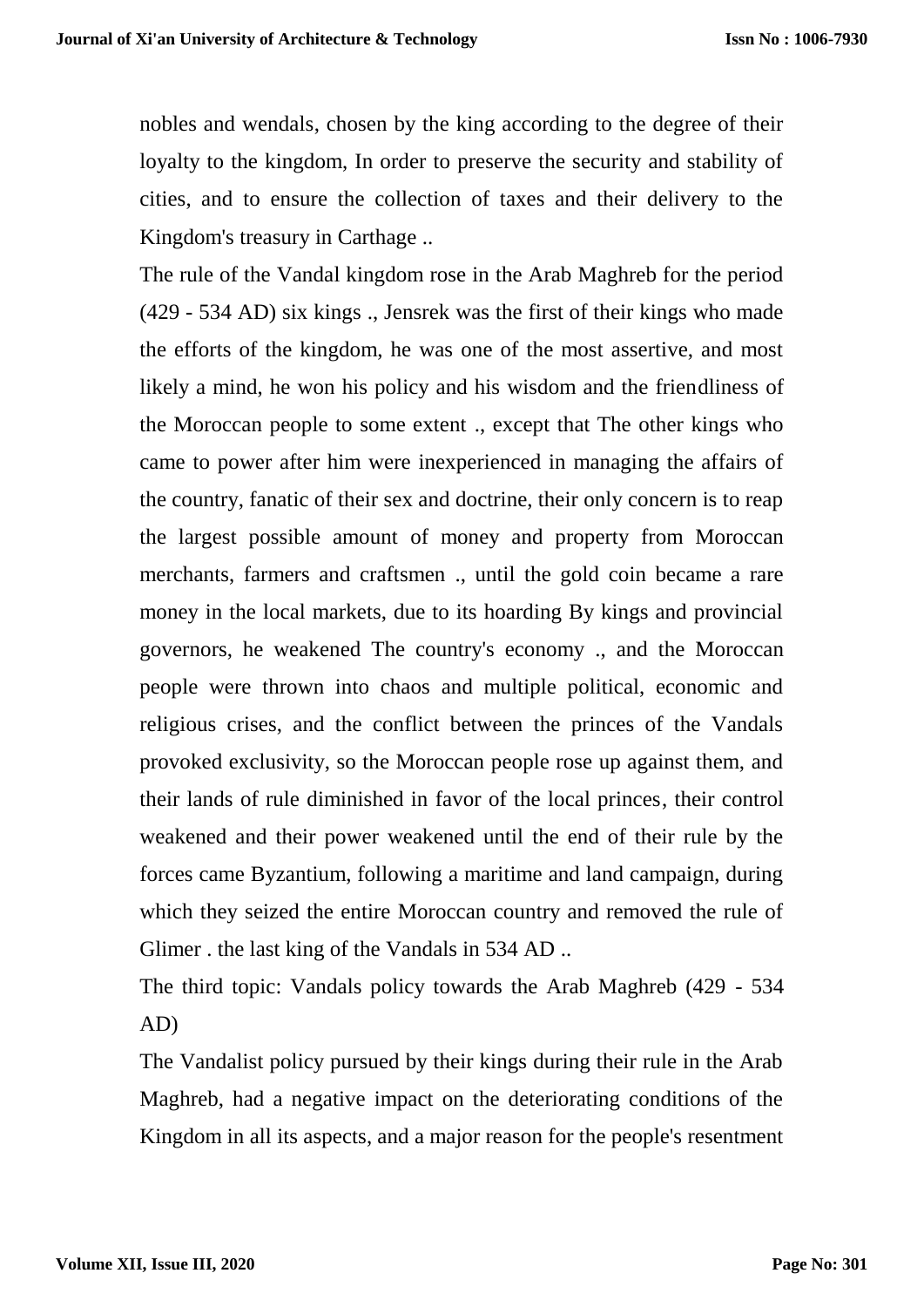nobles and wendals, chosen by the king according to the degree of their loyalty to the kingdom, In order to preserve the security and stability of cities, and to ensure the collection of taxes and their delivery to the Kingdom's treasury in Carthage ..

The rule of the Vandal kingdom rose in the Arab Maghreb for the period (429 - 534 AD) six kings ., Jensrek was the first of their kings who made the efforts of the kingdom, he was one of the most assertive, and most likely a mind, he won his policy and his wisdom and the friendliness of the Moroccan people to some extent ., except that The other kings who came to power after him were inexperienced in managing the affairs of the country, fanatic of their sex and doctrine, their only concern is to reap the largest possible amount of money and property from Moroccan merchants, farmers and craftsmen ., until the gold coin became a rare money in the local markets, due to its hoarding By kings and provincial governors, he weakened The country's economy ., and the Moroccan people were thrown into chaos and multiple political, economic and religious crises, and the conflict between the princes of the Vandals provoked exclusivity, so the Moroccan people rose up against them, and their lands of rule diminished in favor of the local princes, their control weakened and their power weakened until the end of their rule by the forces came Byzantium, following a maritime and land campaign, during which they seized the entire Moroccan country and removed the rule of Glimer . the last king of the Vandals in 534 AD ..

The third topic: Vandals policy towards the Arab Maghreb (429 - 534 AD)

The Vandalist policy pursued by their kings during their rule in the Arab Maghreb, had a negative impact on the deteriorating conditions of the Kingdom in all its aspects, and a major reason for the people's resentment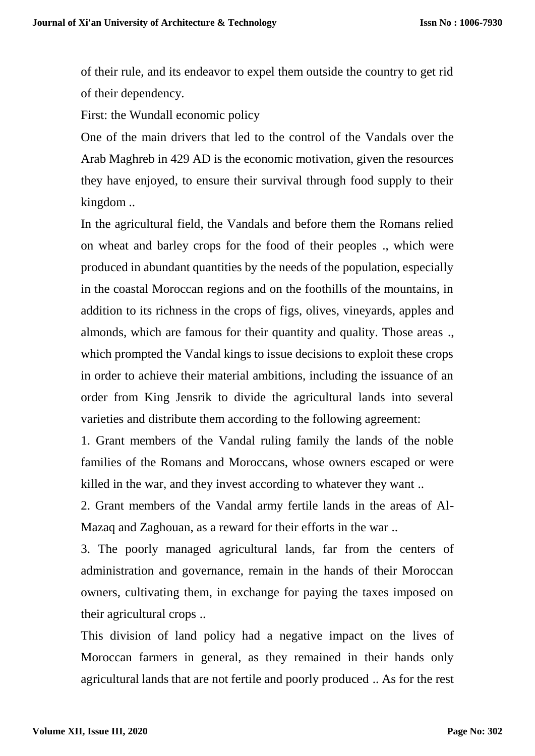of their rule, and its endeavor to expel them outside the country to get rid of their dependency.

First: the Wundall economic policy

One of the main drivers that led to the control of the Vandals over the Arab Maghreb in 429 AD is the economic motivation, given the resources they have enjoyed, to ensure their survival through food supply to their kingdom ..

In the agricultural field, the Vandals and before them the Romans relied on wheat and barley crops for the food of their peoples ., which were produced in abundant quantities by the needs of the population, especially in the coastal Moroccan regions and on the foothills of the mountains, in addition to its richness in the crops of figs, olives, vineyards, apples and almonds, which are famous for their quantity and quality. Those areas ., which prompted the Vandal kings to issue decisions to exploit these crops in order to achieve their material ambitions, including the issuance of an order from King Jensrik to divide the agricultural lands into several varieties and distribute them according to the following agreement:

1. Grant members of the Vandal ruling family the lands of the noble families of the Romans and Moroccans, whose owners escaped or were killed in the war, and they invest according to whatever they want ..
2. Grant members of the Vandal army fertile lands in the areas of Al-Mazaq and Zaghouan, as a reward for their efforts in the war ..
3. The poorly managed agricultural lands, far from the centers of administration and governance, remain in the hands of their Moroccan owners, cultivating them, in exchange for paying the taxes imposed on their agricultural crops ..

This division of land policy had a negative impact on the lives of Moroccan farmers in general, as they remained in their hands only agricultural lands that are not fertile and poorly produced .. As for the rest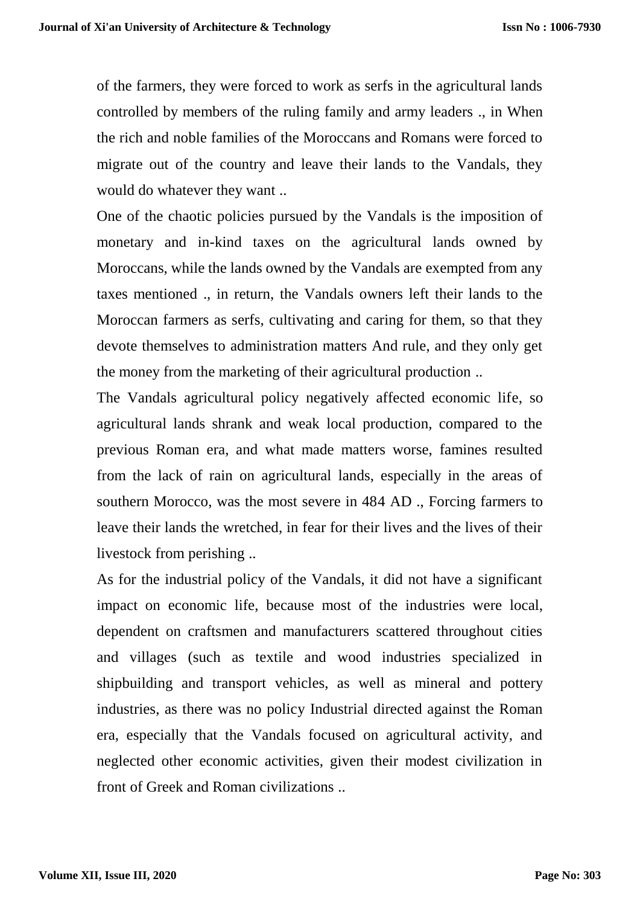of the farmers, they were forced to work as serfs in the agricultural lands controlled by members of the ruling family and army leaders ., in When the rich and noble families of the Moroccans and Romans were forced to migrate out of the country and leave their lands to the Vandals, they would do whatever they want ..

One of the chaotic policies pursued by the Vandals is the imposition of monetary and in-kind taxes on the agricultural lands owned by Moroccans, while the lands owned by the Vandals are exempted from any taxes mentioned ., in return, the Vandals owners left their lands to the Moroccan farmers as serfs, cultivating and caring for them, so that they devote themselves to administration matters And rule, and they only get the money from the marketing of their agricultural production ..

The Vandals agricultural policy negatively affected economic life, so agricultural lands shrank and weak local production, compared to the previous Roman era, and what made matters worse, famines resulted from the lack of rain on agricultural lands, especially in the areas of southern Morocco, was the most severe in 484 AD ., Forcing farmers to leave their lands the wretched, in fear for their lives and the lives of their livestock from perishing ..

As for the industrial policy of the Vandals, it did not have a significant impact on economic life, because most of the industries were local, dependent on craftsmen and manufacturers scattered throughout cities and villages (such as textile and wood industries specialized in shipbuilding and transport vehicles, as well as mineral and pottery industries, as there was no policy Industrial directed against the Roman era, especially that the Vandals focused on agricultural activity, and neglected other economic activities, given their modest civilization in front of Greek and Roman civilizations ..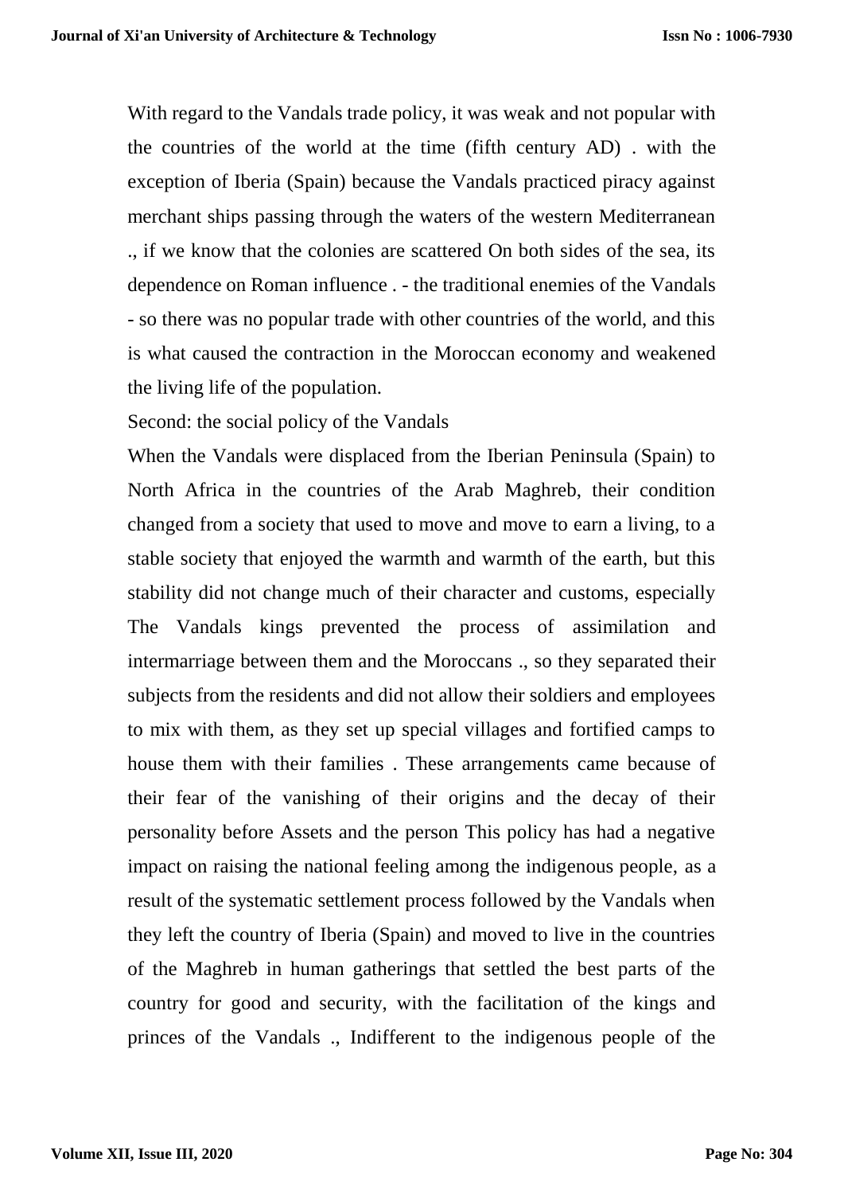With regard to the Vandals trade policy, it was weak and not popular with the countries of the world at the time (fifth century AD) . with the exception of Iberia (Spain) because the Vandals practiced piracy against merchant ships passing through the waters of the western Mediterranean ., if we know that the colonies are scattered On both sides of the sea, its dependence on Roman influence . - the traditional enemies of the Vandals - so there was no popular trade with other countries of the world, and this is what caused the contraction in the Moroccan economy and weakened the living life of the population.

Second: the social policy of the Vandals

When the Vandals were displaced from the Iberian Peninsula (Spain) to North Africa in the countries of the Arab Maghreb, their condition changed from a society that used to move and move to earn a living, to a stable society that enjoyed the warmth and warmth of the earth, but this stability did not change much of their character and customs, especially The Vandals kings prevented the process of assimilation and intermarriage between them and the Moroccans ., so they separated their subjects from the residents and did not allow their soldiers and employees to mix with them, as they set up special villages and fortified camps to house them with their families . These arrangements came because of their fear of the vanishing of their origins and the decay of their personality before Assets and the person This policy has had a negative impact on raising the national feeling among the indigenous people, as a result of the systematic settlement process followed by the Vandals when they left the country of Iberia (Spain) and moved to live in the countries of the Maghreb in human gatherings that settled the best parts of the country for good and security, with the facilitation of the kings and princes of the Vandals ., Indifferent to the indigenous people of the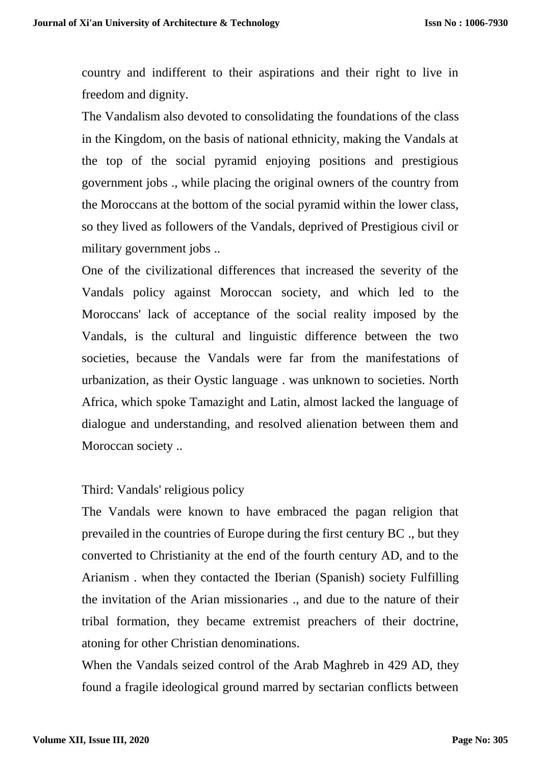country and indifferent to their aspirations and their right to live in freedom and dignity.

The Vandalism also devoted to consolidating the foundations of the class in the Kingdom, on the basis of national ethnicity, making the Vandals at the top of the social pyramid enjoying positions and prestigious government jobs ., while placing the original owners of the country from the Moroccans at the bottom of the social pyramid within the lower class, so they lived as followers of the Vandals, deprived of Prestigious civil or military government jobs ..

One of the civilizational differences that increased the severity of the Vandals policy against Moroccan society, and which led to the Moroccans' lack of acceptance of the social reality imposed by the Vandals, is the cultural and linguistic difference between the two societies, because the Vandals were far from the manifestations of urbanization, as their Oystic language . was unknown to societies. North Africa, which spoke Tamazight and Latin, almost lacked the language of dialogue and understanding, and resolved alienation between them and Moroccan society ..

Third: Vandals' religious policy

The Vandals were known to have embraced the pagan religion that prevailed in the countries of Europe during the first century BC ., but they converted to Christianity at the end of the fourth century AD, and to the Arianism . when they contacted the Iberian (Spanish) society Fulfilling the invitation of the Arian missionaries ., and due to the nature of their tribal formation, they became extremist preachers of their doctrine, atoning for other Christian denominations.

When the Vandals seized control of the Arab Maghreb in 429 AD, they found a fragile ideological ground marred by sectarian conflicts between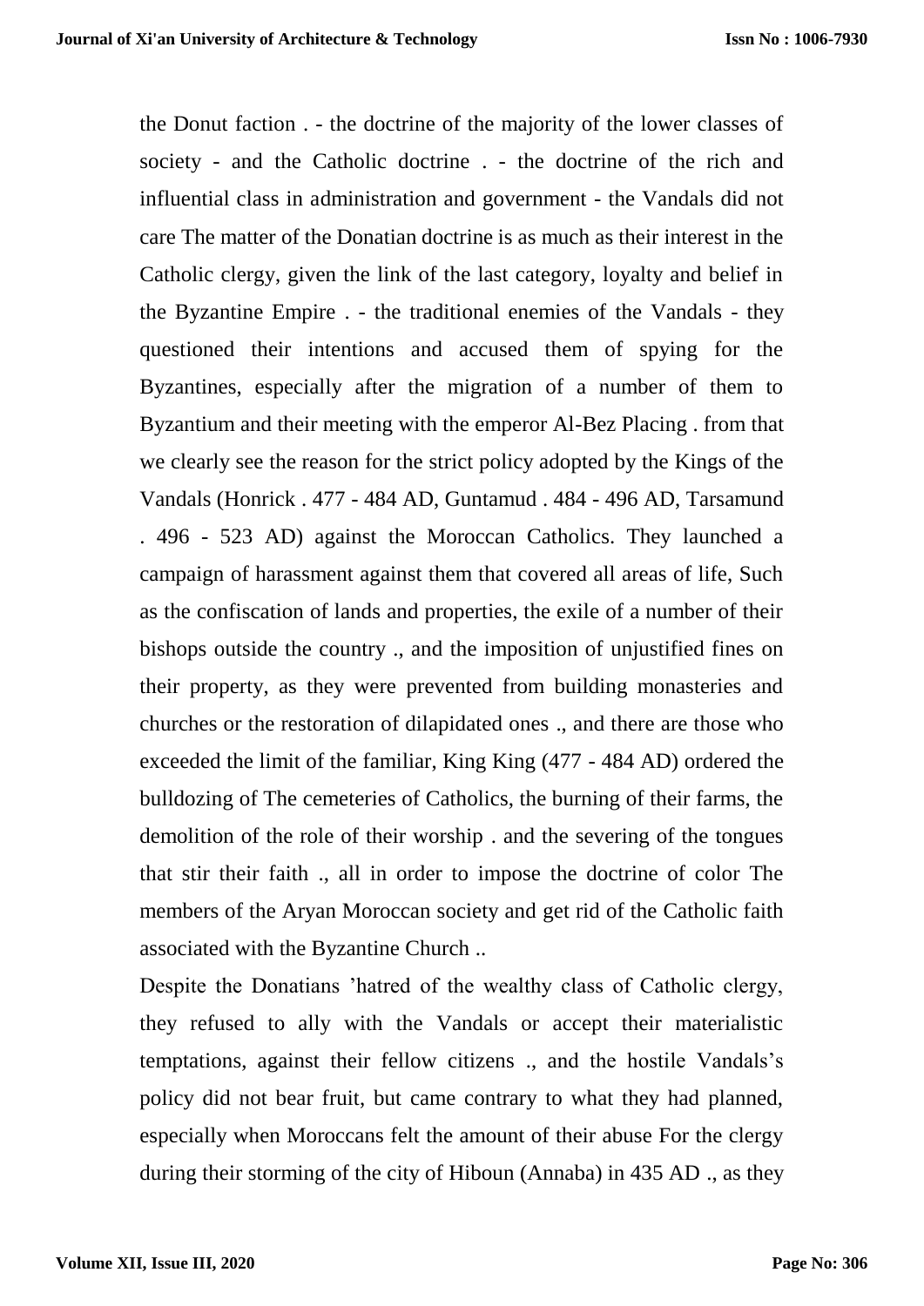the Donut faction . - the doctrine of the majority of the lower classes of society - and the Catholic doctrine . - the doctrine of the rich and influential class in administration and government - the Vandals did not care The matter of the Donatian doctrine is as much as their interest in the Catholic clergy, given the link of the last category, loyalty and belief in the Byzantine Empire . - the traditional enemies of the Vandals - they questioned their intentions and accused them of spying for the Byzantines, especially after the migration of a number of them to Byzantium and their meeting with the emperor Al-Bez Placing . from that we clearly see the reason for the strict policy adopted by the Kings of the Vandals (Honrick . 477 - 484 AD, Guntamud . 484 - 496 AD, Tarsamund . 496 - 523 AD) against the Moroccan Catholics. They launched a campaign of harassment against them that covered all areas of life, Such as the confiscation of lands and properties, the exile of a number of their bishops outside the country ., and the imposition of unjustified fines on their property, as they were prevented from building monasteries and churches or the restoration of dilapidated ones ., and there are those who exceeded the limit of the familiar, King King (477 - 484 AD) ordered the bulldozing of The cemeteries of Catholics, the burning of their farms, the demolition of the role of their worship . and the severing of the tongues that stir their faith ., all in order to impose the doctrine of color The members of the Aryan Moroccan society and get rid of the Catholic faith associated with the Byzantine Church ..

Despite the Donatians 'hatred of the wealthy class of Catholic clergy, they refused to ally with the Vandals or accept their materialistic temptations, against their fellow citizens ., and the hostile Vandals's policy did not bear fruit, but came contrary to what they had planned, especially when Moroccans felt the amount of their abuse For the clergy during their storming of the city of Hiboun (Annaba) in 435 AD ., as they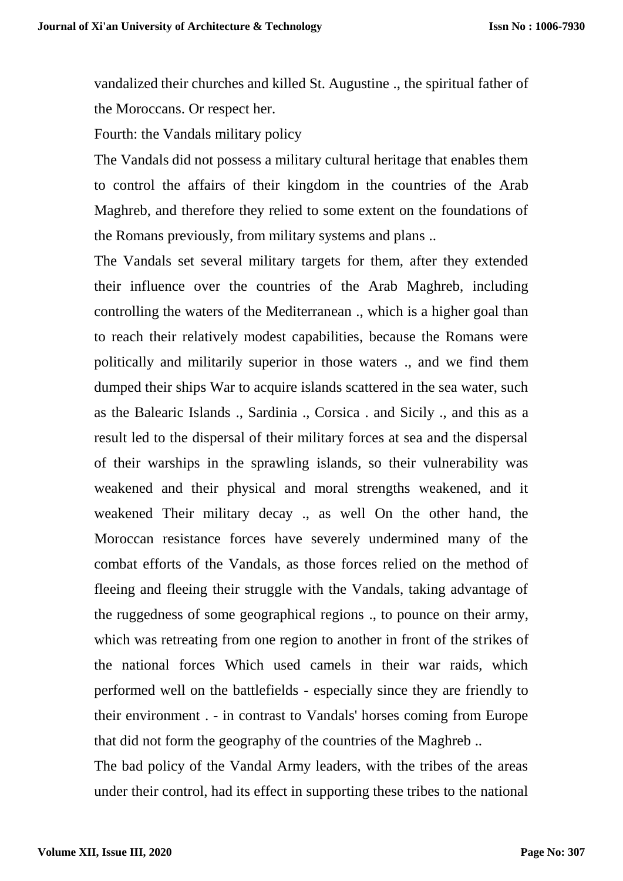vandalized their churches and killed St. Augustine ., the spiritual father of the Moroccans. Or respect her.

Fourth: the Vandals military policy

The Vandals did not possess a military cultural heritage that enables them to control the affairs of their kingdom in the countries of the Arab Maghreb, and therefore they relied to some extent on the foundations of the Romans previously, from military systems and plans ..

The Vandals set several military targets for them, after they extended their influence over the countries of the Arab Maghreb, including controlling the waters of the Mediterranean ., which is a higher goal than to reach their relatively modest capabilities, because the Romans were politically and militarily superior in those waters ., and we find them dumped their ships War to acquire islands scattered in the sea water, such as the Balearic Islands ., Sardinia ., Corsica . and Sicily ., and this as a result led to the dispersal of their military forces at sea and the dispersal of their warships in the sprawling islands, so their vulnerability was weakened and their physical and moral strengths weakened, and it weakened Their military decay ., as well On the other hand, the Moroccan resistance forces have severely undermined many of the combat efforts of the Vandals, as those forces relied on the method of fleeing and fleeing their struggle with the Vandals, taking advantage of the ruggedness of some geographical regions ., to pounce on their army, which was retreating from one region to another in front of the strikes of the national forces Which used camels in their war raids, which performed well on the battlefields - especially since they are friendly to their environment . - in contrast to Vandals' horses coming from Europe that did not form the geography of the countries of the Maghreb ..

The bad policy of the Vandal Army leaders, with the tribes of the areas under their control, had its effect in supporting these tribes to the national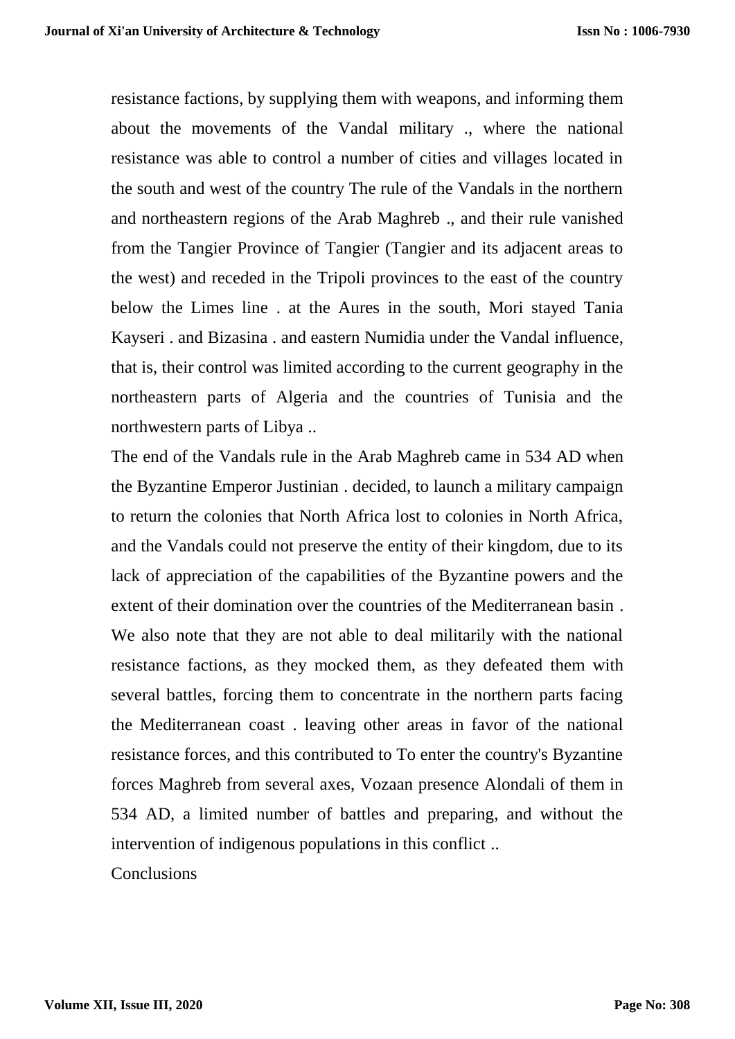resistance factions, by supplying them with weapons, and informing them about the movements of the Vandal military ., where the national resistance was able to control a number of cities and villages located in the south and west of the country The rule of the Vandals in the northern and northeastern regions of the Arab Maghreb ., and their rule vanished from the Tangier Province of Tangier (Tangier and its adjacent areas to the west) and receded in the Tripoli provinces to the east of the country below the Limes line . at the Aures in the south, Mori stayed Tania Kayseri . and Bizasina . and eastern Numidia under the Vandal influence, that is, their control was limited according to the current geography in the northeastern parts of Algeria and the countries of Tunisia and the northwestern parts of Libya ..

The end of the Vandals rule in the Arab Maghreb came in 534 AD when the Byzantine Emperor Justinian . decided, to launch a military campaign to return the colonies that North Africa lost to colonies in North Africa, and the Vandals could not preserve the entity of their kingdom, due to its lack of appreciation of the capabilities of the Byzantine powers and the extent of their domination over the countries of the Mediterranean basin . We also note that they are not able to deal militarily with the national resistance factions, as they mocked them, as they defeated them with several battles, forcing them to concentrate in the northern parts facing the Mediterranean coast . leaving other areas in favor of the national resistance forces, and this contributed to To enter the country's Byzantine forces Maghreb from several axes, Vozaan presence Alondali of them in 534 AD, a limited number of battles and preparing, and without the intervention of indigenous populations in this conflict ..

Conclusions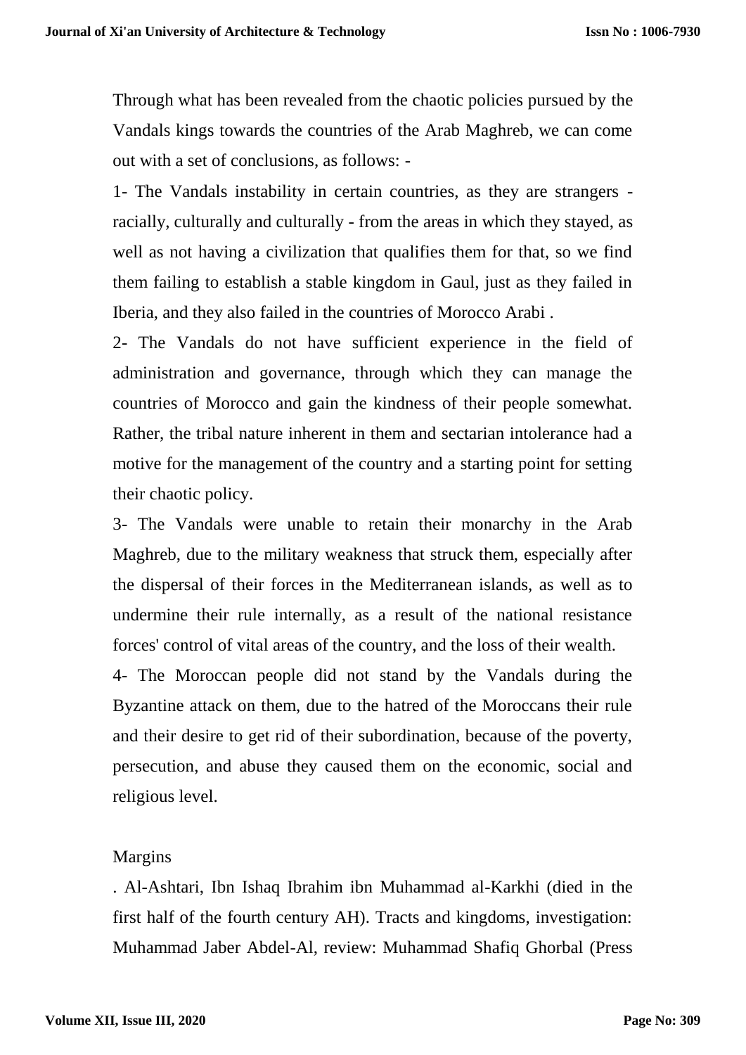Through what has been revealed from the chaotic policies pursued by the Vandals kings towards the countries of the Arab Maghreb, we can come out with a set of conclusions, as follows: -

1- The Vandals instability in certain countries, as they are strangers - racially, culturally and culturally - from the areas in which they stayed, as well as not having a civilization that qualifies them for that, so we find them failing to establish a stable kingdom in Gaul, just as they failed in Iberia, and they also failed in the countries of Morocco Arabi .

2- The Vandals do not have sufficient experience in the field of administration and governance, through which they can manage the countries of Morocco and gain the kindness of their people somewhat. Rather, the tribal nature inherent in them and sectarian intolerance had a motive for the management of the country and a starting point for setting their chaotic policy.

3- The Vandals were unable to retain their monarchy in the Arab Maghreb, due to the military weakness that struck them, especially after the dispersal of their forces in the Mediterranean islands, as well as to undermine their rule internally, as a result of the national resistance forces' control of vital areas of the country, and the loss of their wealth.

4- The Moroccan people did not stand by the Vandals during the Byzantine attack on them, due to the hatred of the Moroccans their rule and their desire to get rid of their subordination, because of the poverty, persecution, and abuse they caused them on the economic, social and religious level.

Margins

. Al-Ashtari, Ibn Ishaq Ibrahim ibn Muhammad al-Karkhi (died in the first half of the fourth century AH). Tracts and kingdoms, investigation: Muhammad Jaber Abdel-Al, review: Muhammad Shafiq Ghorbal (Press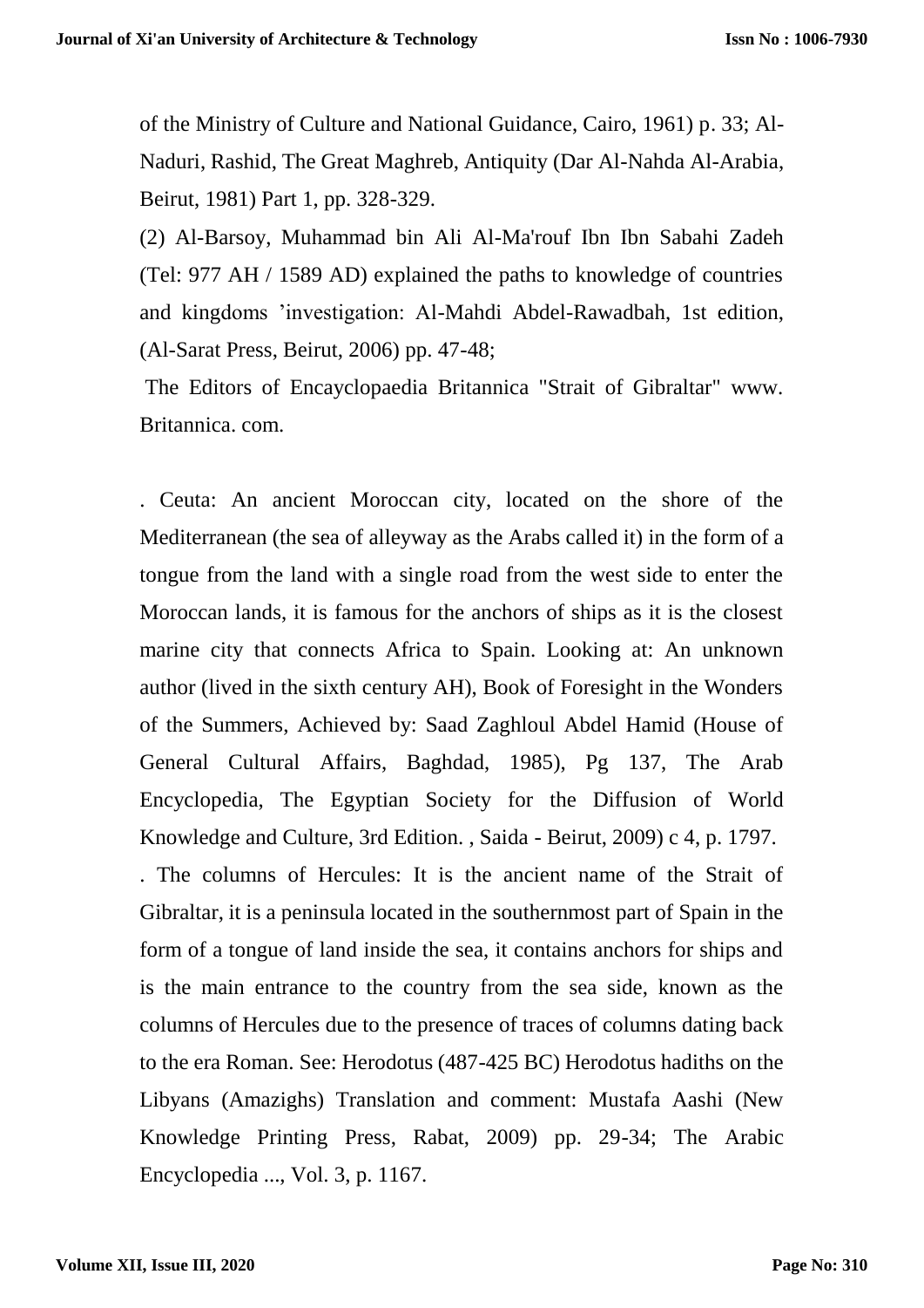of the Ministry of Culture and National Guidance, Cairo, 1961) p. 33; Al-Naduri, Rashid, The Great Maghreb, Antiquity (Dar Al-Nahda Al-Arabia, Beirut, 1981) Part 1, pp. 328-329.

(2) Al-Barsoy, Muhammad bin Ali Al-Ma'rouf Ibn Ibn Sabahi Zadeh (Tel: 977 AH / 1589 AD) explained the paths to knowledge of countries and kingdoms 'investigation: Al-Mahdi Abdel-Rawadbah, 1st edition, (Al-Sarat Press, Beirut, 2006) pp. 47-48;

The Editors of Encayclopaedia Britannica "Strait of Gibraltar" www. Britannica. com.

. Ceuta: An ancient Moroccan city, located on the shore of the Mediterranean (the sea of alleyway as the Arabs called it) in the form of a tongue from the land with a single road from the west side to enter the Moroccan lands, it is famous for the anchors of ships as it is the closest marine city that connects Africa to Spain. Looking at: An unknown author (lived in the sixth century AH), Book of Foresight in the Wonders of the Summers, Achieved by: Saad Zaghloul Abdel Hamid (House of General Cultural Affairs, Baghdad, 1985), Pg 137, The Arab Encyclopedia, The Egyptian Society for the Diffusion of World Knowledge and Culture, 3rd Edition. , Saida - Beirut, 2009) c 4, p. 1797.

. The columns of Hercules: It is the ancient name of the Strait of Gibraltar, it is a peninsula located in the southernmost part of Spain in the form of a tongue of land inside the sea, it contains anchors for ships and is the main entrance to the country from the sea side, known as the columns of Hercules due to the presence of traces of columns dating back to the era Roman. See: Herodotus (487-425 BC) Herodotus hadiths on the Libyans (Amazighs) Translation and comment: Mustafa Aashi (New Knowledge Printing Press, Rabat, 2009) pp. 29-34; The Arabic Encyclopedia ..., Vol. 3, p. 1167.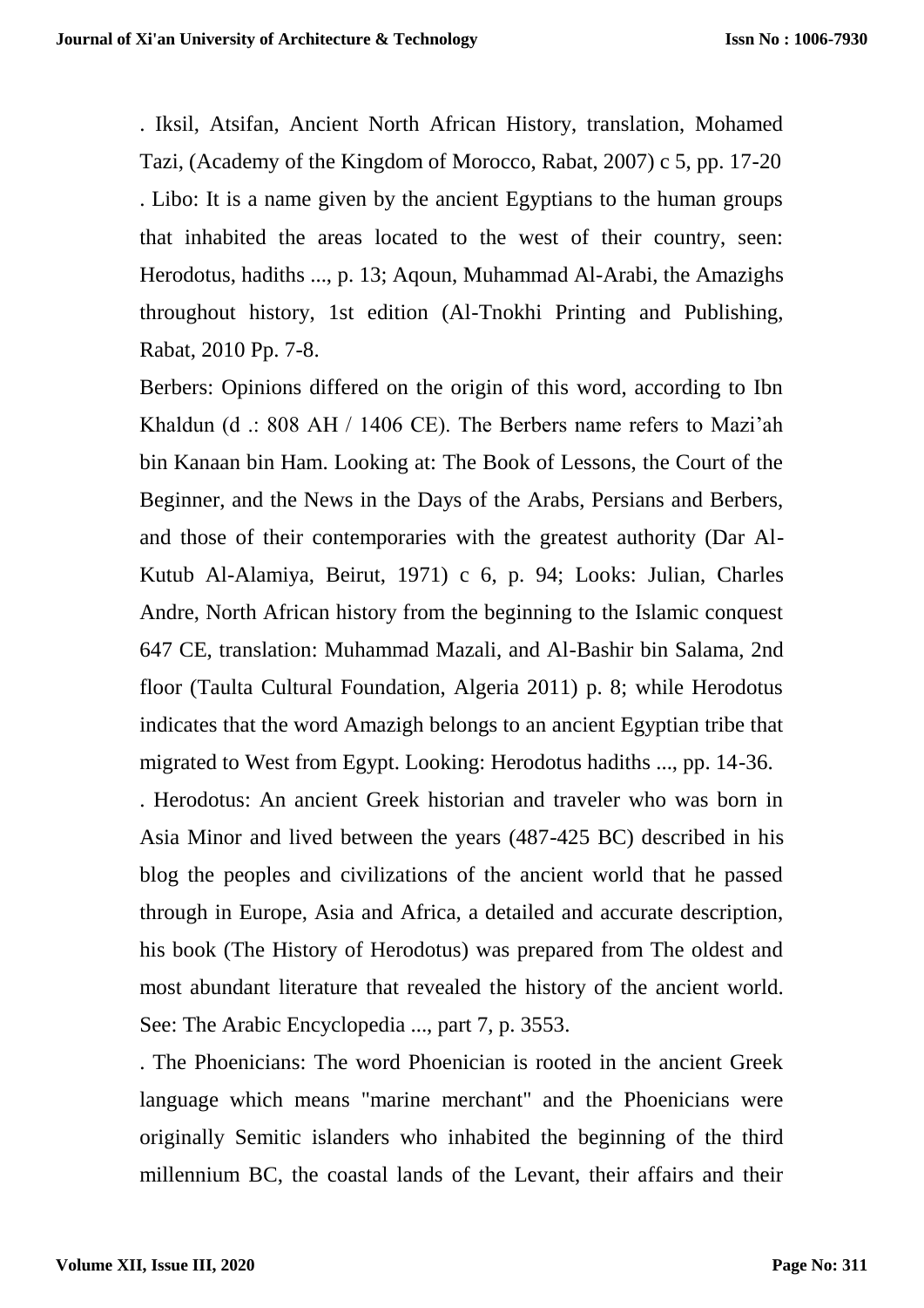. Iksil, Atsifan, Ancient North African History, translation, Mohamed Tazi, (Academy of the Kingdom of Morocco, Rabat, 2007) c 5, pp. 17-20

. Libo: It is a name given by the ancient Egyptians to the human groups that inhabited the areas located to the west of their country, seen: Herodotus, hadiths ..., p. 13; Aqoun, Muhammad Al-Arabi, the Amazighs throughout history, 1st edition (Al-Tnokhi Printing and Publishing, Rabat, 2010 Pp. 7-8.

Berbers: Opinions differed on the origin of this word, according to Ibn Khaldun (d .: 808 AH / 1406 CE). The Berbers name refers to Mazi'ah bin Kanaan bin Ham. Looking at: The Book of Lessons, the Court of the Beginner, and the News in the Days of the Arabs, Persians and Berbers, and those of their contemporaries with the greatest authority (Dar Al-Kutub Al-Alamiya, Beirut, 1971) c 6, p. 94; Looks: Julian, Charles Andre, North African history from the beginning to the Islamic conquest 647 CE, translation: Muhammad Mazali, and Al-Bashir bin Salama, 2nd floor (Taulta Cultural Foundation, Algeria 2011) p. 8; while Herodotus indicates that the word Amazigh belongs to an ancient Egyptian tribe that migrated to West from Egypt. Looking: Herodotus hadiths ..., pp. 14-36.

. Herodotus: An ancient Greek historian and traveler who was born in Asia Minor and lived between the years (487-425 BC) described in his blog the peoples and civilizations of the ancient world that he passed through in Europe, Asia and Africa, a detailed and accurate description, his book (The History of Herodotus) was prepared from The oldest and most abundant literature that revealed the history of the ancient world. See: The Arabic Encyclopedia ..., part 7, p. 3553.

. The Phoenicians: The word Phoenician is rooted in the ancient Greek language which means "marine merchant" and the Phoenicians were originally Semitic islanders who inhabited the beginning of the third millennium BC, the coastal lands of the Levant, their affairs and their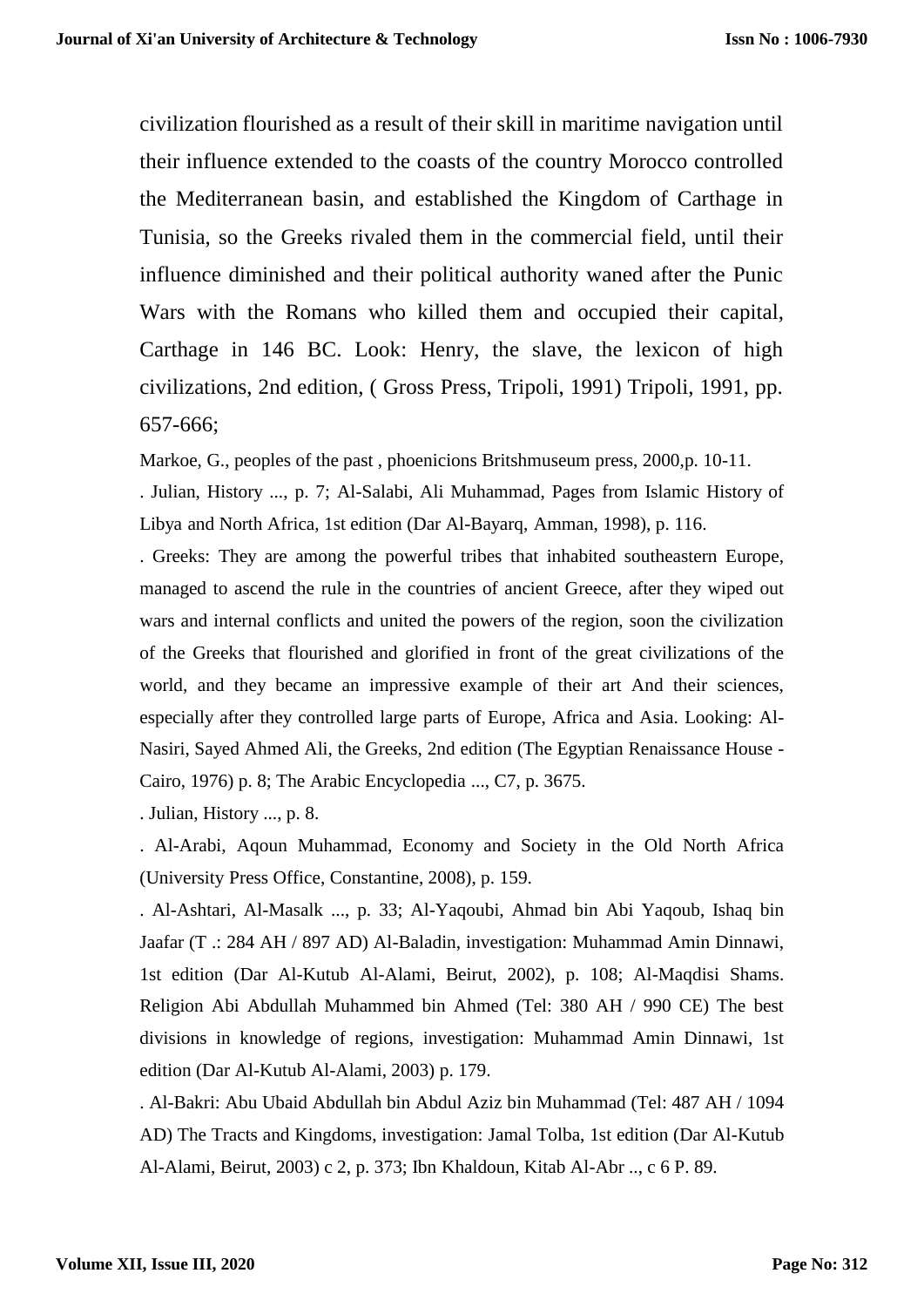civilization flourished as a result of their skill in maritime navigation until their influence extended to the coasts of the country Morocco controlled the Mediterranean basin, and established the Kingdom of Carthage in Tunisia, so the Greeks rivaled them in the commercial field, until their influence diminished and their political authority waned after the Punic Wars with the Romans who killed them and occupied their capital, Carthage in 146 BC. Look: Henry, the slave, the lexicon of high civilizations, 2nd edition, ( Gross Press, Tripoli, 1991) Tripoli, 1991, pp. 657-666;

Markoe, G., peoples of the past , phoenicions Britshmuseum press, 2000,p. 10-11.

. Julian, History ..., p. 7; Al-Salabi, Ali Muhammad, Pages from Islamic History of Libya and North Africa, 1st edition (Dar Al-Bayarq, Amman, 1998), p. 116.

. Greeks: They are among the powerful tribes that inhabited southeastern Europe, managed to ascend the rule in the countries of ancient Greece, after they wiped out wars and internal conflicts and united the powers of the region, soon the civilization of the Greeks that flourished and glorified in front of the great civilizations of the world, and they became an impressive example of their art And their sciences, especially after they controlled large parts of Europe, Africa and Asia. Looking: Al-Nasiri, Sayed Ahmed Ali, the Greeks, 2nd edition (The Egyptian Renaissance House - Cairo, 1976) p. 8; The Arabic Encyclopedia ..., C7, p. 3675.

. Julian, History ..., p. 8.

. Al-Arabi, Aqoun Muhammad, Economy and Society in the Old North Africa (University Press Office, Constantine, 2008), p. 159.

. Al-Ashtari, Al-Masalk ..., p. 33; Al-Yaqoubi, Ahmad bin Abi Yaqoub, Ishaq bin Jaafar (T .: 284 AH / 897 AD) Al-Baladin, investigation: Muhammad Amin Dinnawi, 1st edition (Dar Al-Kutub Al-Alami, Beirut, 2002), p. 108; Al-Maqdisi Shams. Religion Abi Abdullah Muhammed bin Ahmed (Tel: 380 AH / 990 CE) The best divisions in knowledge of regions, investigation: Muhammad Amin Dinnawi, 1st edition (Dar Al-Kutub Al-Alami, 2003) p. 179.

. Al-Bakri: Abu Ubaid Abdullah bin Abdul Aziz bin Muhammad (Tel: 487 AH / 1094 AD) The Tracts and Kingdoms, investigation: Jamal Tolba, 1st edition (Dar Al-Kutub Al-Alami, Beirut, 2003) c 2, p. 373; Ibn Khaldoun, Kitab Al-Abr .., c 6 P. 89.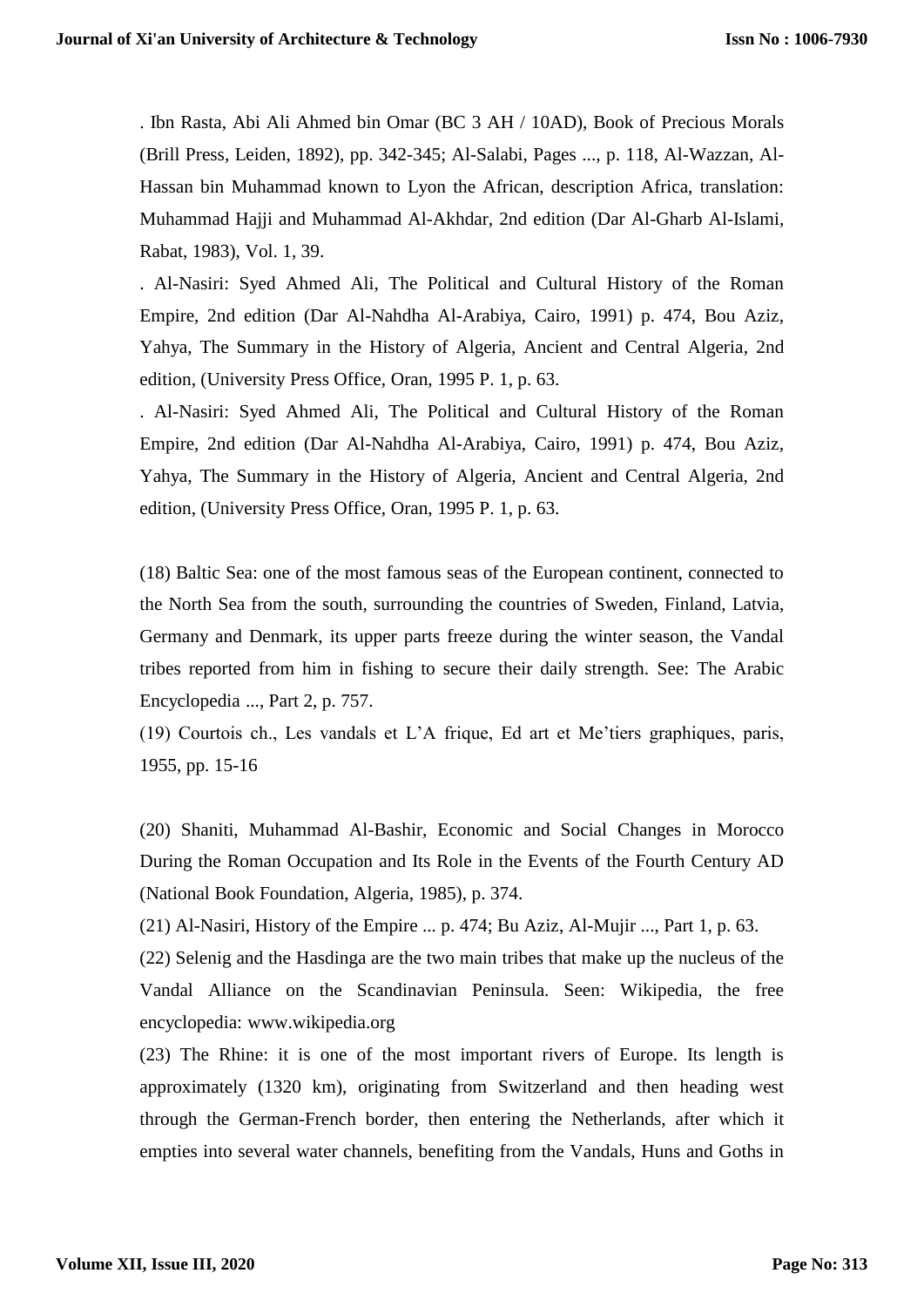. Ibn Rasta, Abi Ali Ahmed bin Omar (BC 3 AH / 10AD), Book of Precious Morals (Brill Press, Leiden, 1892), pp. 342-345; Al-Salabi, Pages ..., p. 118, Al-Wazzan, Al-Hassan bin Muhammad known to Lyon the African, description Africa, translation: Muhammad Hajji and Muhammad Al-Akhdar, 2nd edition (Dar Al-Gharb Al-Islami, Rabat, 1983), Vol. 1, 39.

. Al-Nasiri: Syed Ahmed Ali, The Political and Cultural History of the Roman Empire, 2nd edition (Dar Al-Nahdha Al-Arabiya, Cairo, 1991) p. 474, Bou Aziz, Yahya, The Summary in the History of Algeria, Ancient and Central Algeria, 2nd edition, (University Press Office, Oran, 1995 P. 1, p. 63.

. Al-Nasiri: Syed Ahmed Ali, The Political and Cultural History of the Roman Empire, 2nd edition (Dar Al-Nahdha Al-Arabiya, Cairo, 1991) p. 474, Bou Aziz, Yahya, The Summary in the History of Algeria, Ancient and Central Algeria, 2nd edition, (University Press Office, Oran, 1995 P. 1, p. 63.

(18) Baltic Sea: one of the most famous seas of the European continent, connected to the North Sea from the south, surrounding the countries of Sweden, Finland, Latvia, Germany and Denmark, its upper parts freeze during the winter season, the Vandal tribes reported from him in fishing to secure their daily strength. See: The Arabic Encyclopedia ..., Part 2, p. 757.

(19) Courtois ch., Les vandals et L'A frique, Ed art et Me'tiers graphiques, paris, 1955, pp. 15-16

(20) Shaniti, Muhammad Al-Bashir, Economic and Social Changes in Morocco During the Roman Occupation and Its Role in the Events of the Fourth Century AD (National Book Foundation, Algeria, 1985), p. 374.

(21) Al-Nasiri, History of the Empire ... p. 474; Bu Aziz, Al-Mujir ..., Part 1, p. 63.

(22) Selenig and the Hasdinga are the two main tribes that make up the nucleus of the Vandal Alliance on the Scandinavian Peninsula. Seen: Wikipedia, the free encyclopedia: www.wikipedia.org

(23) The Rhine: it is one of the most important rivers of Europe. Its length is approximately (1320 km), originating from Switzerland and then heading west through the German-French border, then entering the Netherlands, after which it empties into several water channels, benefiting from the Vandals, Huns and Goths in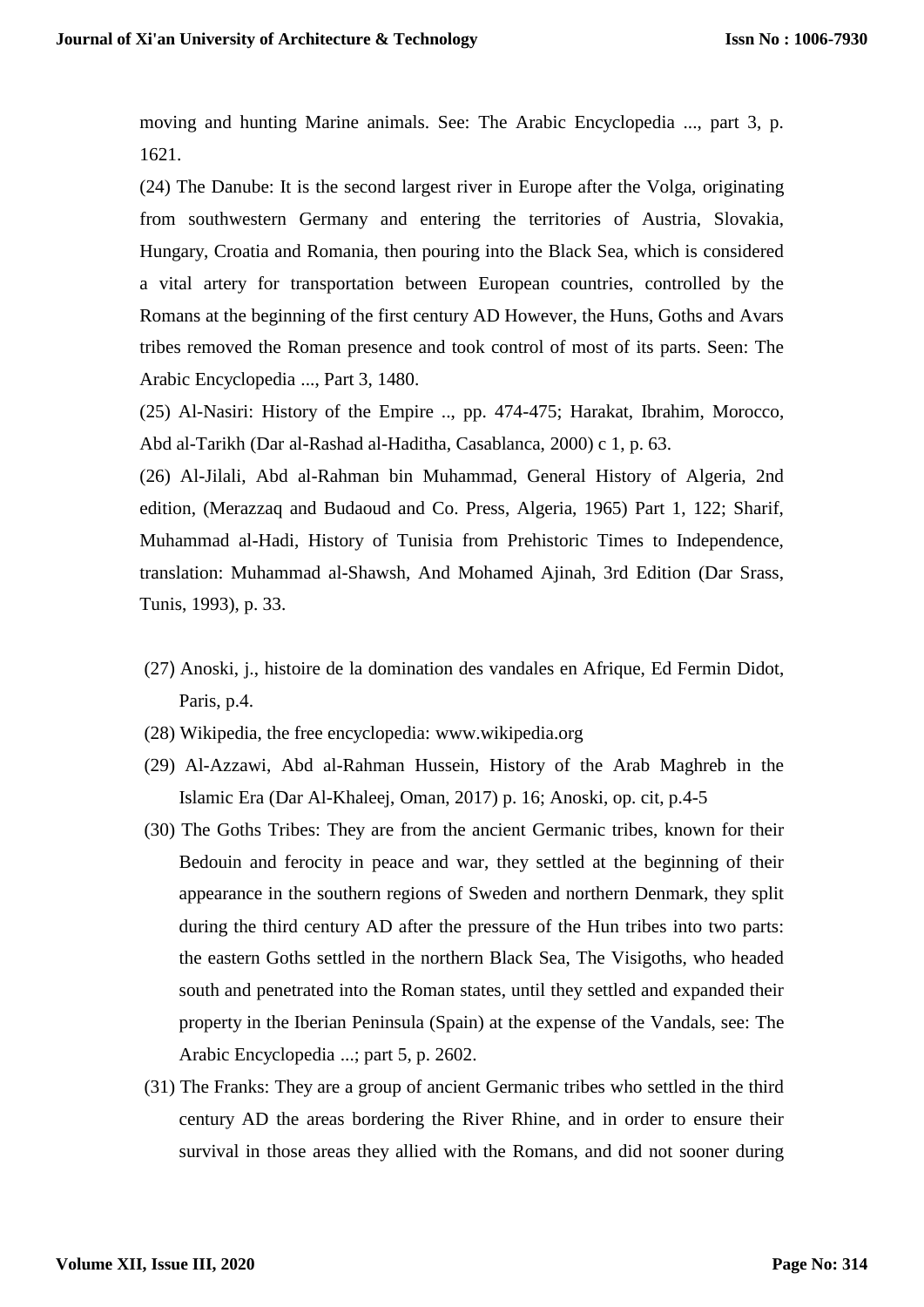moving and hunting Marine animals. See: The Arabic Encyclopedia ..., part 3, p. 1621.

(24) The Danube: It is the second largest river in Europe after the Volga, originating from southwestern Germany and entering the territories of Austria, Slovakia, Hungary, Croatia and Romania, then pouring into the Black Sea, which is considered a vital artery for transportation between European countries, controlled by the Romans at the beginning of the first century AD However, the Huns, Goths and Avars tribes removed the Roman presence and took control of most of its parts. Seen: The Arabic Encyclopedia ..., Part 3, 1480.

(25) Al-Nasiri: History of the Empire .., pp. 474-475; Harakat, Ibrahim, Morocco, Abd al-Tarikh (Dar al-Rashad al-Haditha, Casablanca, 2000) c 1, p. 63.

(26) Al-Jilali, Abd al-Rahman bin Muhammad, General History of Algeria, 2nd edition, (Merazzaq and Budaoud and Co. Press, Algeria, 1965) Part 1, 122; Sharif, Muhammad al-Hadi, History of Tunisia from Prehistoric Times to Independence, translation: Muhammad al-Shawsh, And Mohamed Ajinah, 3rd Edition (Dar Srass, Tunis, 1993), p. 33.

(27) Anoski, j., histoire de la domination des vandales en Afrique, Ed Fermin Didot, Paris, p.4.

(28) Wikipedia, the free encyclopedia: www.wikipedia.org

(29) Al-Azzawi, Abd al-Rahman Hussein, History of the Arab Maghreb in the Islamic Era (Dar Al-Khaleej, Oman, 2017) p. 16; Anoski, op. cit, p.4-5

(30) The Goths Tribes: They are from the ancient Germanic tribes, known for their Bedouin and ferocity in peace and war, they settled at the beginning of their appearance in the southern regions of Sweden and northern Denmark, they split during the third century AD after the pressure of the Hun tribes into two parts: the eastern Goths settled in the northern Black Sea, The Visigoths, who headed south and penetrated into the Roman states, until they settled and expanded their property in the Iberian Peninsula (Spain) at the expense of the Vandals, see: The Arabic Encyclopedia ...; part 5, p. 2602.

(31) The Franks: They are a group of ancient Germanic tribes who settled in the third century AD the areas bordering the River Rhine, and in order to ensure their survival in those areas they allied with the Romans, and did not sooner during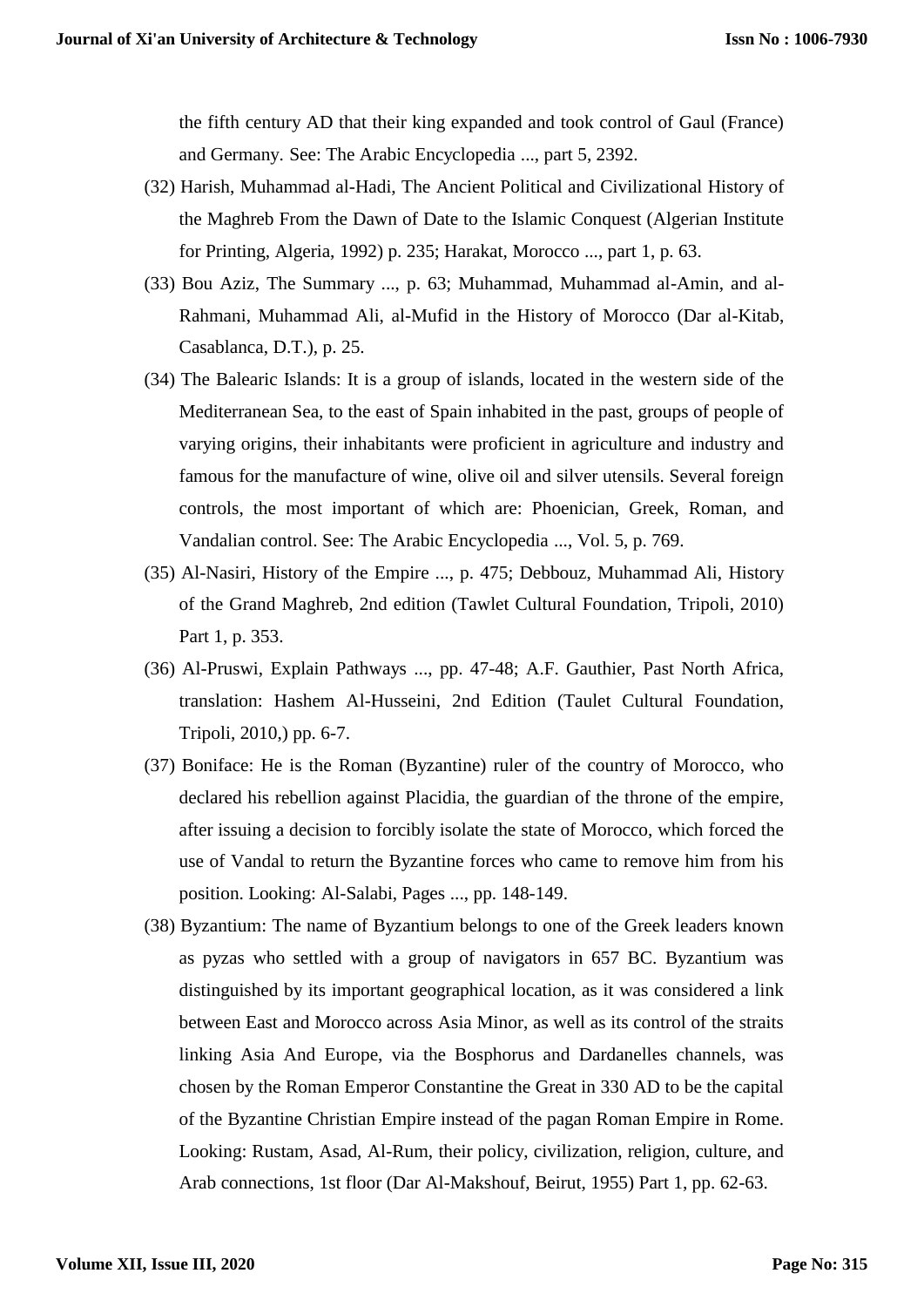the fifth century AD that their king expanded and took control of Gaul (France) and Germany. See: The Arabic Encyclopedia ..., part 5, 2392.

(32) Harish, Muhammad al-Hadi, The Ancient Political and Civilizational History of the Maghreb From the Dawn of Date to the Islamic Conquest (Algerian Institute for Printing, Algeria, 1992) p. 235; Harakat, Morocco ..., part 1, p. 63.

(33) Bou Aziz, The Summary ..., p. 63; Muhammad, Muhammad al-Amin, and al-Rahmani, Muhammad Ali, al-Mufid in the History of Morocco (Dar al-Kitab, Casablanca, D.T.), p. 25.

(34) The Balearic Islands: It is a group of islands, located in the western side of the Mediterranean Sea, to the east of Spain inhabited in the past, groups of people of varying origins, their inhabitants were proficient in agriculture and industry and famous for the manufacture of wine, olive oil and silver utensils. Several foreign controls, the most important of which are: Phoenician, Greek, Roman, and Vandalian control. See: The Arabic Encyclopedia ..., Vol. 5, p. 769.

(35) Al-Nasiri, History of the Empire ..., p. 475; Debbouz, Muhammad Ali, History of the Grand Maghreb, 2nd edition (Tawlet Cultural Foundation, Tripoli, 2010) Part 1, p. 353.

(36) Al-Pruswi, Explain Pathways ..., pp. 47-48; A.F. Gauthier, Past North Africa, translation: Hashem Al-Husseini, 2nd Edition (Taulet Cultural Foundation, Tripoli, 2010,) pp. 6-7.

(37) Boniface: He is the Roman (Byzantine) ruler of the country of Morocco, who declared his rebellion against Placidia, the guardian of the throne of the empire, after issuing a decision to forcibly isolate the state of Morocco, which forced the use of Vandal to return the Byzantine forces who came to remove him from his position. Looking: Al-Salabi, Pages ..., pp. 148-149.

(38) Byzantium: The name of Byzantium belongs to one of the Greek leaders known as pyzas who settled with a group of navigators in 657 BC. Byzantium was distinguished by its important geographical location, as it was considered a link between East and Morocco across Asia Minor, as well as its control of the straits linking Asia And Europe, via the Bosphorus and Dardanelles channels, was chosen by the Roman Emperor Constantine the Great in 330 AD to be the capital of the Byzantine Christian Empire instead of the pagan Roman Empire in Rome. Looking: Rustam, Asad, Al-Rum, their policy, civilization, religion, culture, and Arab connections, 1st floor (Dar Al-Makshouf, Beirut, 1955) Part 1, pp. 62-63.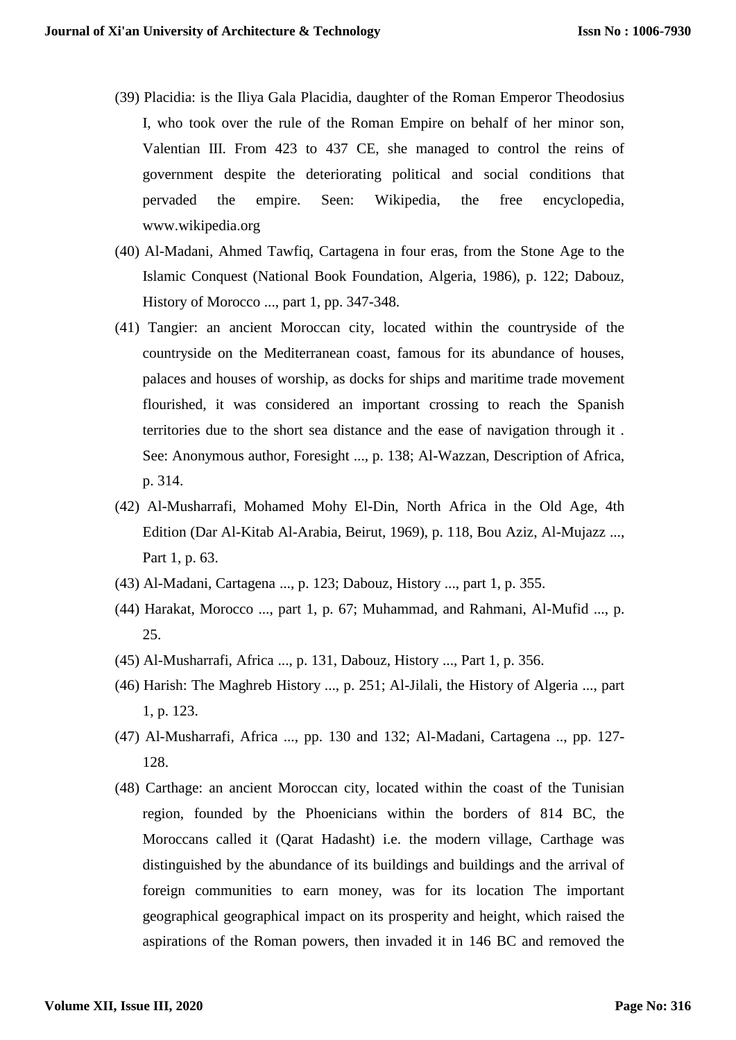(39) Placidia: is the Iliya Gala Placidia, daughter of the Roman Emperor Theodosius I, who took over the rule of the Roman Empire on behalf of her minor son, Valentian III. From 423 to 437 CE, she managed to control the reins of government despite the deteriorating political and social conditions that pervaded the empire. Seen: Wikipedia, the free encyclopedia, www.wikipedia.org

(40) Al-Madani, Ahmed Tawfiq, Cartagena in four eras, from the Stone Age to the Islamic Conquest (National Book Foundation, Algeria, 1986), p. 122; Dabouz, History of Morocco ..., part 1, pp. 347-348.

(41) Tangier: an ancient Moroccan city, located within the countryside of the countryside on the Mediterranean coast, famous for its abundance of houses, palaces and houses of worship, as docks for ships and maritime trade movement flourished, it was considered an important crossing to reach the Spanish territories due to the short sea distance and the ease of navigation through it . See: Anonymous author, Foresight ..., p. 138; Al-Wazzan, Description of Africa, p. 314.

(42) Al-Musharrafi, Mohamed Mohy El-Din, North Africa in the Old Age, 4th Edition (Dar Al-Kitab Al-Arabia, Beirut, 1969), p. 118, Bou Aziz, Al-Mujazz ..., Part 1, p. 63.

(43) Al-Madani, Cartagena ..., p. 123; Dabouz, History ..., part 1, p. 355.

(44) Harakat, Morocco ..., part 1, p. 67; Muhammad, and Rahmani, Al-Mufid ..., p. 25.

(45) Al-Musharrafi, Africa ..., p. 131, Dabouz, History ..., Part 1, p. 356.

(46) Harish: The Maghreb History ..., p. 251; Al-Jilali, the History of Algeria ..., part 1, p. 123.

(47) Al-Musharrafi, Africa ..., pp. 130 and 132; Al-Madani, Cartagena .., pp. 127-128.

(48) Carthage: an ancient Moroccan city, located within the coast of the Tunisian region, founded by the Phoenicians within the borders of 814 BC, the Moroccans called it (Qarat Hadasht) i.e. the modern village, Carthage was distinguished by the abundance of its buildings and buildings and the arrival of foreign communities to earn money, was for its location The important geographical geographical impact on its prosperity and height, which raised the aspirations of the Roman powers, then invaded it in 146 BC and removed the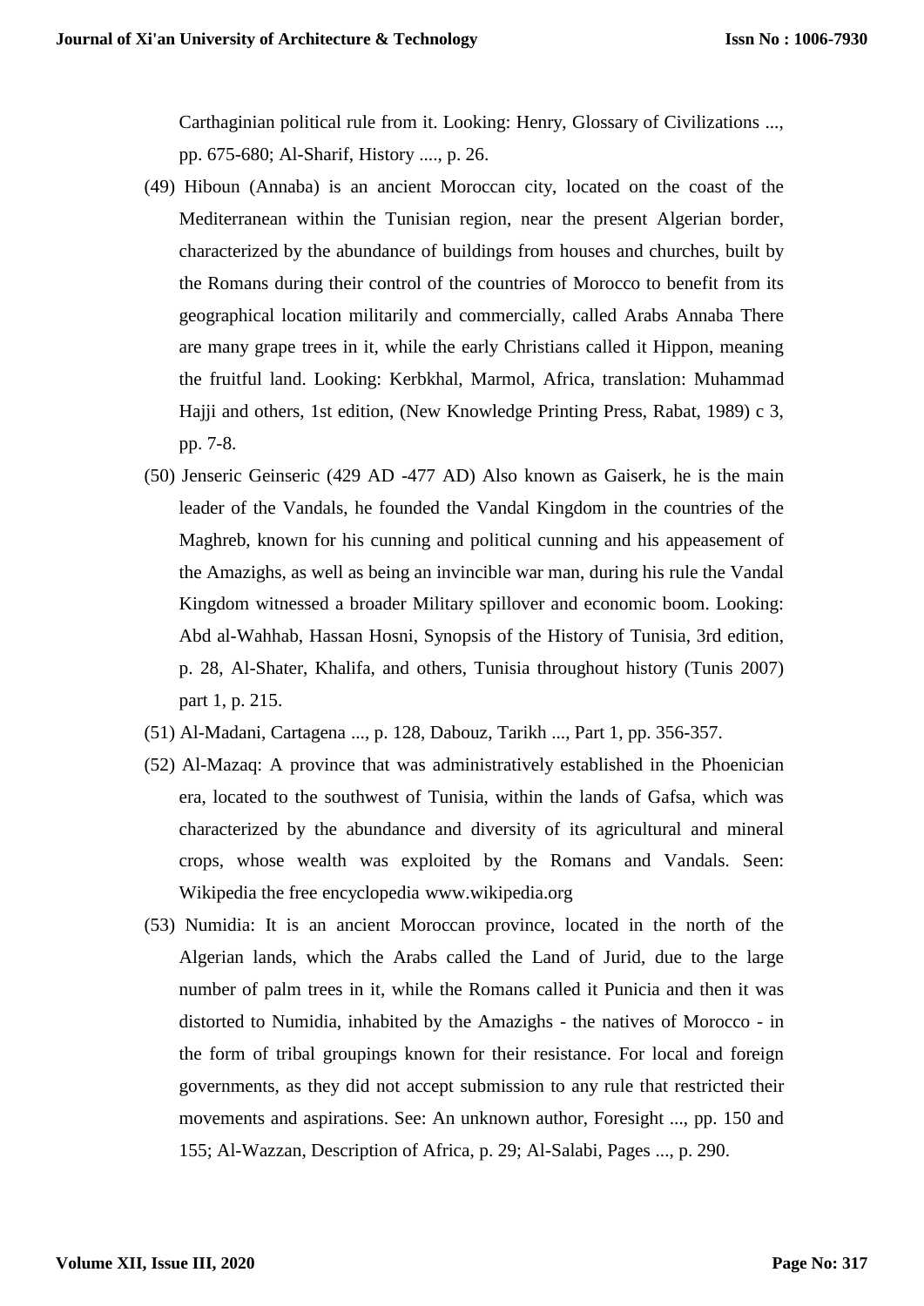Carthaginian political rule from it. Looking: Henry, Glossary of Civilizations ..., pp. 675-680; Al-Sharif, History ...., p. 26.

(49) Hiboun (Annaba) is an ancient Moroccan city, located on the coast of the Mediterranean within the Tunisian region, near the present Algerian border, characterized by the abundance of buildings from houses and churches, built by the Romans during their control of the countries of Morocco to benefit from its geographical location militarily and commercially, called Arabs Annaba There are many grape trees in it, while the early Christians called it Hippon, meaning the fruitful land. Looking: Kerbkhal, Marmol, Africa, translation: Muhammad Hajji and others, 1st edition, (New Knowledge Printing Press, Rabat, 1989) c 3, pp. 7-8.

(50) Jenseric Geinseric (429 AD -477 AD) Also known as Gaiserk, he is the main leader of the Vandals, he founded the Vandal Kingdom in the countries of the Maghreb, known for his cunning and political cunning and his appeasement of the Amazighs, as well as being an invincible war man, during his rule the Vandal Kingdom witnessed a broader Military spillover and economic boom. Looking: Abd al-Wahhab, Hassan Hosni, Synopsis of the History of Tunisia, 3rd edition, p. 28, Al-Shater, Khalifa, and others, Tunisia throughout history (Tunis 2007) part 1, p. 215.

(51) Al-Madani, Cartagena ..., p. 128, Dabouz, Tarikh ..., Part 1, pp. 356-357.

(52) Al-Mazaq: A province that was administratively established in the Phoenician era, located to the southwest of Tunisia, within the lands of Gafsa, which was characterized by the abundance and diversity of its agricultural and mineral crops, whose wealth was exploited by the Romans and Vandals. Seen: Wikipedia the free encyclopedia www.wikipedia.org

(53) Numidia: It is an ancient Moroccan province, located in the north of the Algerian lands, which the Arabs called the Land of Jurid, due to the large number of palm trees in it, while the Romans called it Punicia and then it was distorted to Numidia, inhabited by the Amazighs - the natives of Morocco - in the form of tribal groupings known for their resistance. For local and foreign governments, as they did not accept submission to any rule that restricted their movements and aspirations. See: An unknown author, Foresight ..., pp. 150 and 155; Al-Wazzan, Description of Africa, p. 29; Al-Salabi, Pages ..., p. 290.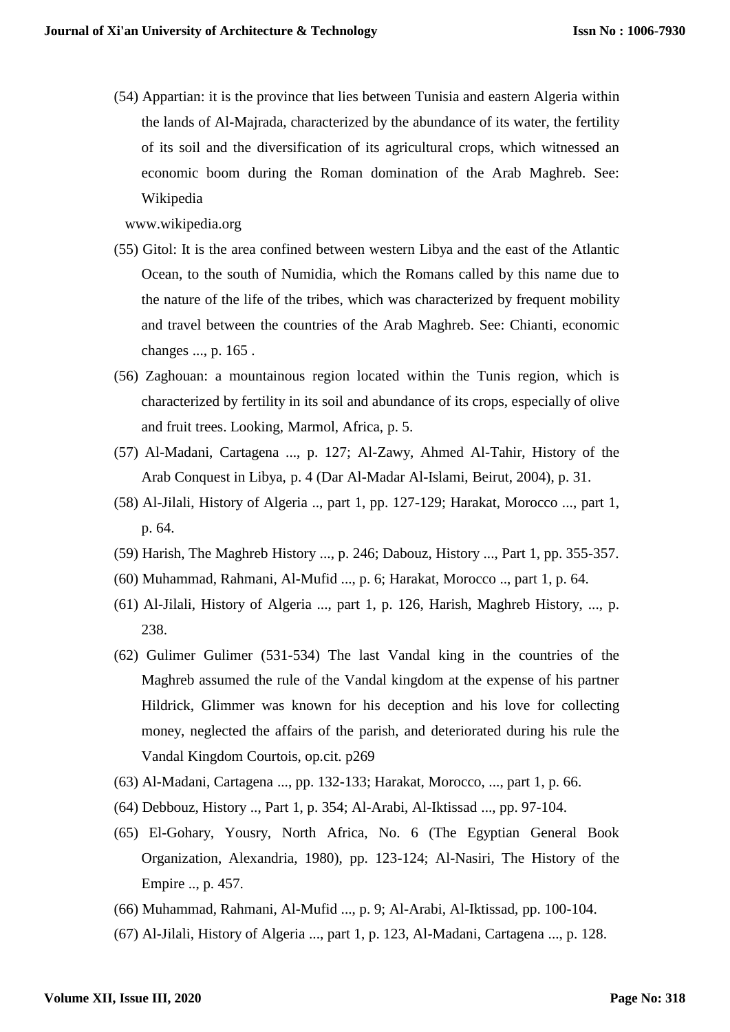(54) Appartian: it is the province that lies between Tunisia and eastern Algeria within the lands of Al-Majrada, characterized by the abundance of its water, the fertility of its soil and the diversification of its agricultural crops, which witnessed an economic boom during the Roman domination of the Arab Maghreb. See: Wikipedia

www.wikipedia.org

(55) Gitol: It is the area confined between western Libya and the east of the Atlantic Ocean, to the south of Numidia, which the Romans called by this name due to the nature of the life of the tribes, which was characterized by frequent mobility and travel between the countries of the Arab Maghreb. See: Chianti, economic changes ..., p. 165 .

(56) Zaghouan: a mountainous region located within the Tunis region, which is characterized by fertility in its soil and abundance of its crops, especially of olive and fruit trees. Looking, Marmol, Africa, p. 5.

(57) Al-Madani, Cartagena ..., p. 127; Al-Zawy, Ahmed Al-Tahir, History of the Arab Conquest in Libya, p. 4 (Dar Al-Madar Al-Islami, Beirut, 2004), p. 31.

(58) Al-Jilali, History of Algeria .., part 1, pp. 127-129; Harakat, Morocco ..., part 1, p. 64.

(59) Harish, The Maghreb History ..., p. 246; Dabouz, History ..., Part 1, pp. 355-357.

(60) Muhammad, Rahmani, Al-Mufid ..., p. 6; Harakat, Morocco .., part 1, p. 64.

(61) Al-Jilali, History of Algeria ..., part 1, p. 126, Harish, Maghreb History, ..., p. 238.

(62) Gulimer Gulimer (531-534) The last Vandal king in the countries of the Maghreb assumed the rule of the Vandal kingdom at the expense of his partner Hildrick, Glimmer was known for his deception and his love for collecting money, neglected the affairs of the parish, and deteriorated during his rule the Vandal Kingdom Courtois, op.cit. p269

(63) Al-Madani, Cartagena ..., pp. 132-133; Harakat, Morocco, ..., part 1, p. 66.

(64) Debbouz, History .., Part 1, p. 354; Al-Arabi, Al-Iktissad ..., pp. 97-104.

(65) El-Gohary, Yousry, North Africa, No. 6 (The Egyptian General Book Organization, Alexandria, 1980), pp. 123-124; Al-Nasiri, The History of the Empire .., p. 457.

(66) Muhammad, Rahmani, Al-Mufid ..., p. 9; Al-Arabi, Al-Iktissad, pp. 100-104.

(67) Al-Jilali, History of Algeria ..., part 1, p. 123, Al-Madani, Cartagena ..., p. 128.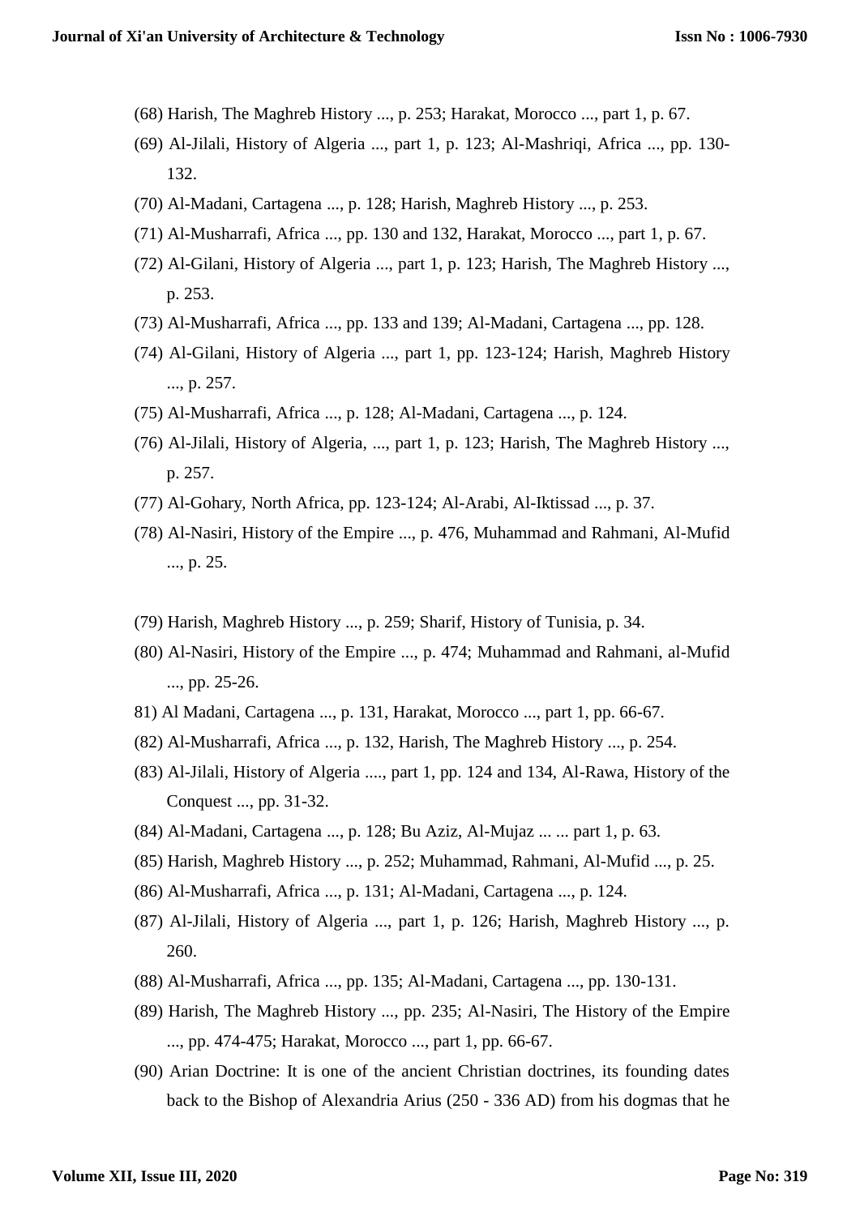(68) Harish, The Maghreb History ..., p. 253; Harakat, Morocco ..., part 1, p. 67.

(69) Al-Jilali, History of Algeria ..., part 1, p. 123; Al-Mashriqi, Africa ..., pp. 130-132.

(70) Al-Madani, Cartagena ..., p. 128; Harish, Maghreb History ..., p. 253.

(71) Al-Musharrafi, Africa ..., pp. 130 and 132, Harakat, Morocco ..., part 1, p. 67.

(72) Al-Gilani, History of Algeria ..., part 1, p. 123; Harish, The Maghreb History ..., p. 253.

(73) Al-Musharrafi, Africa ..., pp. 133 and 139; Al-Madani, Cartagena ..., pp. 128.

(74) Al-Gilani, History of Algeria ..., part 1, pp. 123-124; Harish, Maghreb History ..., p. 257.

(75) Al-Musharrafi, Africa ..., p. 128; Al-Madani, Cartagena ..., p. 124.

(76) Al-Jilali, History of Algeria, ..., part 1, p. 123; Harish, The Maghreb History ..., p. 257.

(77) Al-Gohary, North Africa, pp. 123-124; Al-Arabi, Al-Iktissad ..., p. 37.

(78) Al-Nasiri, History of the Empire ..., p. 476, Muhammad and Rahmani, Al-Mufid ..., p. 25.

(79) Harish, Maghreb History ..., p. 259; Sharif, History of Tunisia, p. 34.

(80) Al-Nasiri, History of the Empire ..., p. 474; Muhammad and Rahmani, al-Mufid ..., pp. 25-26.

81) Al Madani, Cartagena ..., p. 131, Harakat, Morocco ..., part 1, pp. 66-67.

(82) Al-Musharrafi, Africa ..., p. 132, Harish, The Maghreb History ..., p. 254.

(83) Al-Jilali, History of Algeria ...., part 1, pp. 124 and 134, Al-Rawa, History of the Conquest ..., pp. 31-32.

(84) Al-Madani, Cartagena ..., p. 128; Bu Aziz, Al-Mujaz ... ... part 1, p. 63.

(85) Harish, Maghreb History ..., p. 252; Muhammad, Rahmani, Al-Mufid ..., p. 25.

(86) Al-Musharrafi, Africa ..., p. 131; Al-Madani, Cartagena ..., p. 124.

(87) Al-Jilali, History of Algeria ..., part 1, p. 126; Harish, Maghreb History ..., p. 260.

(88) Al-Musharrafi, Africa ..., pp. 135; Al-Madani, Cartagena ..., pp. 130-131.

(89) Harish, The Maghreb History ..., pp. 235; Al-Nasiri, The History of the Empire ..., pp. 474-475; Harakat, Morocco ..., part 1, pp. 66-67.

(90) Arian Doctrine: It is one of the ancient Christian doctrines, its founding dates back to the Bishop of Alexandria Arius (250 - 336 AD) from his dogmas that he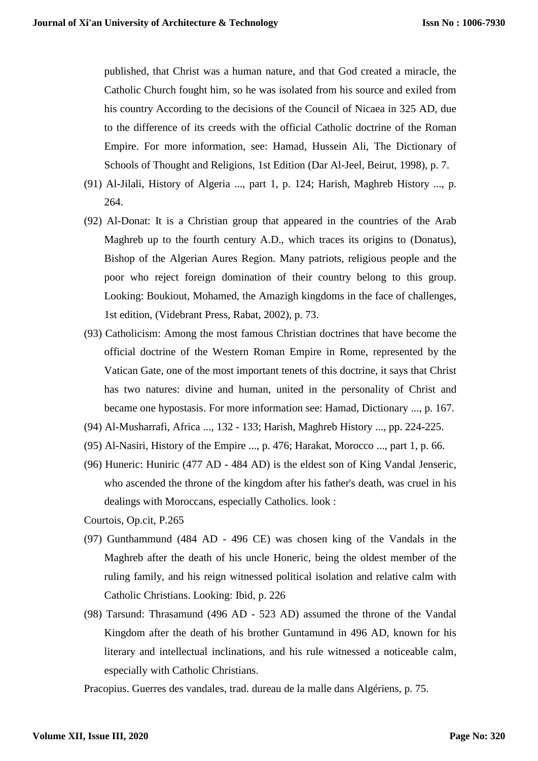published, that Christ was a human nature, and that God created a miracle, the Catholic Church fought him, so he was isolated from his source and exiled from his country According to the decisions of the Council of Nicaea in 325 AD, due to the difference of its creeds with the official Catholic doctrine of the Roman Empire. For more information, see: Hamad, Hussein Ali, The Dictionary of Schools of Thought and Religions, 1st Edition (Dar Al-Jeel, Beirut, 1998), p. 7.

(91) Al-Jilali, History of Algeria ..., part 1, p. 124; Harish, Maghreb History ..., p. 264.

(92) Al-Donat: It is a Christian group that appeared in the countries of the Arab Maghreb up to the fourth century A.D., which traces its origins to (Donatus), Bishop of the Algerian Aures Region. Many patriots, religious people and the poor who reject foreign domination of their country belong to this group. Looking: Boukiout, Mohamed, the Amazigh kingdoms in the face of challenges, 1st edition, (Videbrant Press, Rabat, 2002), p. 73.

(93) Catholicism: Among the most famous Christian doctrines that have become the official doctrine of the Western Roman Empire in Rome, represented by the Vatican Gate, one of the most important tenets of this doctrine, it says that Christ has two natures: divine and human, united in the personality of Christ and became one hypostasis. For more information see: Hamad, Dictionary ..., p. 167.

(94) Al-Musharrafi, Africa ..., 132 - 133; Harish, Maghreb History ..., pp. 224-225.

(95) Al-Nasiri, History of the Empire ..., p. 476; Harakat, Morocco ..., part 1, p. 66.

(96) Huneric: Huniric (477 AD - 484 AD) is the eldest son of King Vandal Jenseric, who ascended the throne of the kingdom after his father's death, was cruel in his dealings with Moroccans, especially Catholics. look :

Courtois, Op.cit, P.265

(97) Gunthammund (484 AD - 496 CE) was chosen king of the Vandals in the Maghreb after the death of his uncle Honeric, being the oldest member of the ruling family, and his reign witnessed political isolation and relative calm with Catholic Christians. Looking: Ibid, p. 226

(98) Tarsund: Thrasamund (496 AD - 523 AD) assumed the throne of the Vandal Kingdom after the death of his brother Guntamund in 496 AD, known for his literary and intellectual inclinations, and his rule witnessed a noticeable calm, especially with Catholic Christians.

Pracopius. Guerres des vandales, trad. dureau de la malle dans Algériens, p. 75.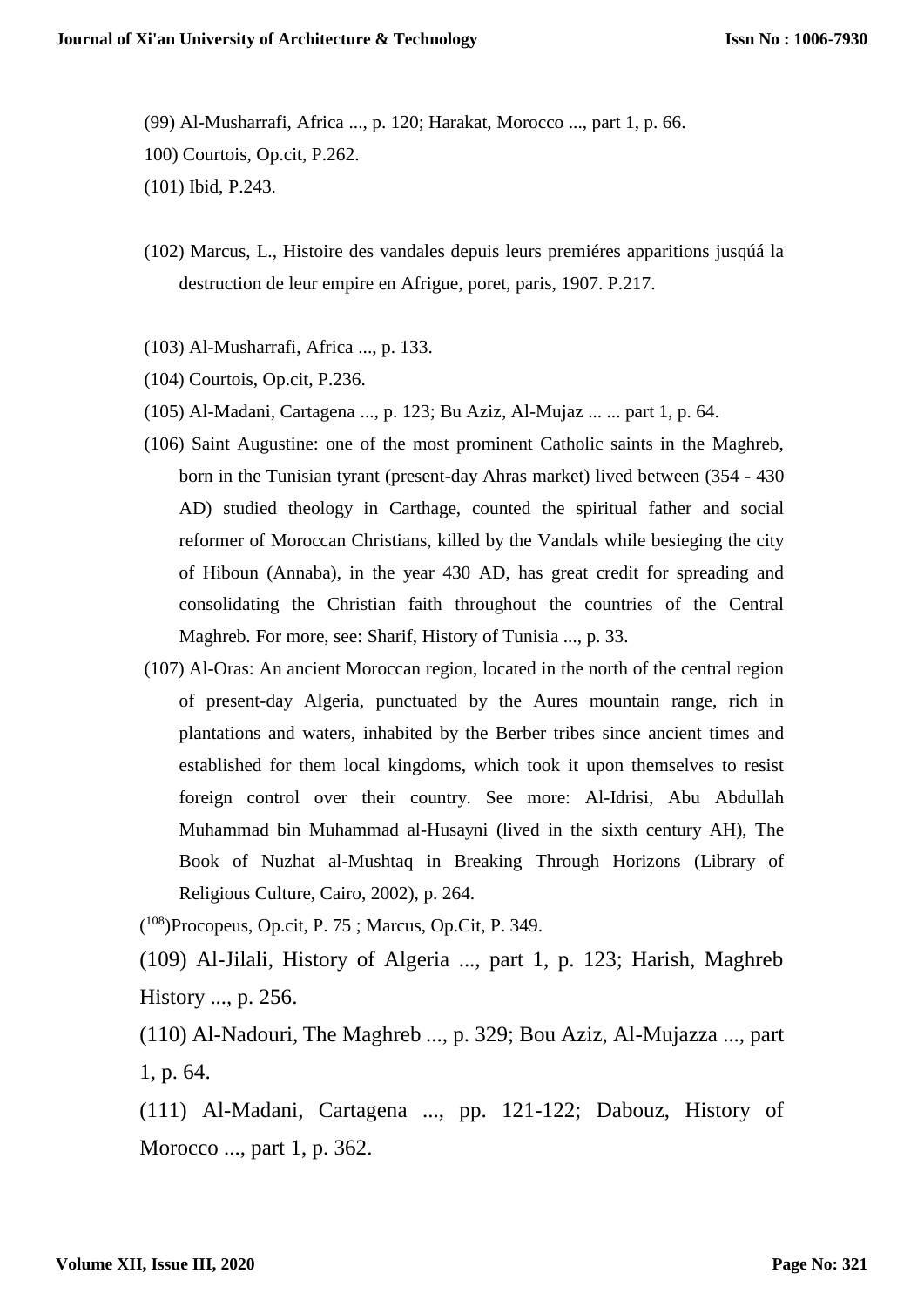(99) Al-Musharrafi, Africa ..., p. 120; Harakat, Morocco ..., part 1, p. 66.

100) Courtois, Op.cit, P.262.

(101) Ibid, P.243.

(102) Marcus, L., Histoire des vandales depuis leurs premiéres apparitions jusqúá la destruction de leur empire en Afrigue, poret, paris, 1907. P.217.

(103) Al-Musharrafi, Africa ..., p. 133.

(104) Courtois, Op.cit, P.236.

(105) Al-Madani, Cartagena ..., p. 123; Bu Aziz, Al-Mujaz ... ... part 1, p. 64.

(106) Saint Augustine: one of the most prominent Catholic saints in the Maghreb, born in the Tunisian tyrant (present-day Ahras market) lived between (354 - 430 AD) studied theology in Carthage, counted the spiritual father and social reformer of Moroccan Christians, killed by the Vandals while besieging the city of Hiboun (Annaba), in the year 430 AD, has great credit for spreading and consolidating the Christian faith throughout the countries of the Central Maghreb. For more, see: Sharif, History of Tunisia ..., p. 33.

(107) Al-Oras: An ancient Moroccan region, located in the north of the central region of present-day Algeria, punctuated by the Aures mountain range, rich in plantations and waters, inhabited by the Berber tribes since ancient times and established for them local kingdoms, which took it upon themselves to resist foreign control over their country. See more: Al-Idrisi, Abu Abdullah Muhammad bin Muhammad al-Husayni (lived in the sixth century AH), The Book of Nuzhat al-Mushtaq in Breaking Through Horizons (Library of Religious Culture, Cairo, 2002), p. 264.

(108)Procopeus, Op.cit, P. 75 ; Marcus, Op.Cit, P. 349.

(109) Al-Jilali, History of Algeria ..., part 1, p. 123; Harish, Maghreb History ..., p. 256.

(110) Al-Nadouri, The Maghreb ..., p. 329; Bou Aziz, Al-Mujazza ..., part 1, p. 64.

(111) Al-Madani, Cartagena ..., pp. 121-122; Dabouz, History of Morocco ..., part 1, p. 362.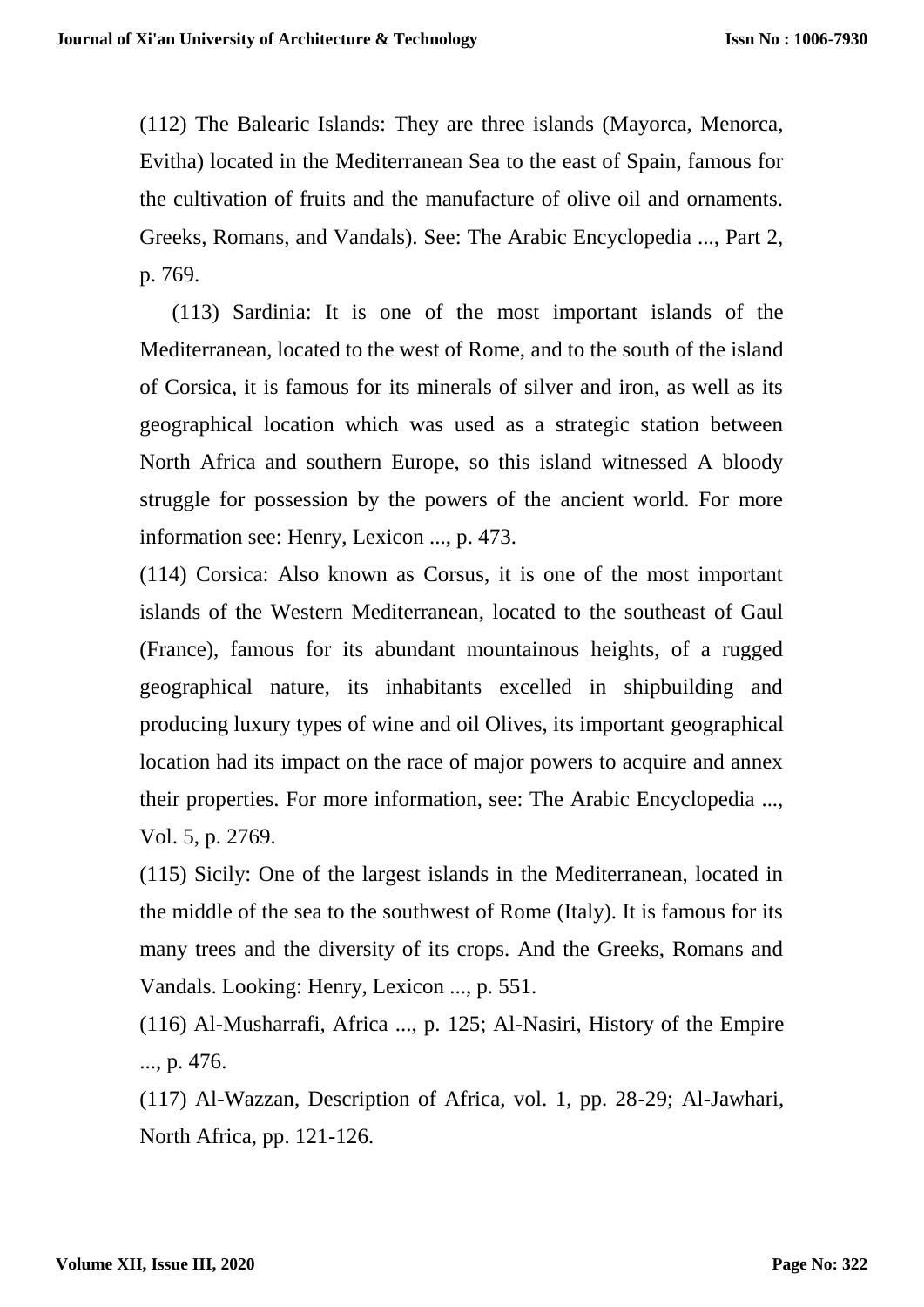(112) The Balearic Islands: They are three islands (Mayorca, Menorca, Evitha) located in the Mediterranean Sea to the east of Spain, famous for the cultivation of fruits and the manufacture of olive oil and ornaments. Greeks, Romans, and Vandals). See: The Arabic Encyclopedia ..., Part 2, p. 769.

(113) Sardinia: It is one of the most important islands of the Mediterranean, located to the west of Rome, and to the south of the island of Corsica, it is famous for its minerals of silver and iron, as well as its geographical location which was used as a strategic station between North Africa and southern Europe, so this island witnessed A bloody struggle for possession by the powers of the ancient world. For more information see: Henry, Lexicon ..., p. 473.

(114) Corsica: Also known as Corsus, it is one of the most important islands of the Western Mediterranean, located to the southeast of Gaul (France), famous for its abundant mountainous heights, of a rugged geographical nature, its inhabitants excelled in shipbuilding and producing luxury types of wine and oil Olives, its important geographical location had its impact on the race of major powers to acquire and annex their properties. For more information, see: The Arabic Encyclopedia ..., Vol. 5, p. 2769.

(115) Sicily: One of the largest islands in the Mediterranean, located in the middle of the sea to the southwest of Rome (Italy). It is famous for its many trees and the diversity of its crops. And the Greeks, Romans and Vandals. Looking: Henry, Lexicon ..., p. 551.

(116) Al-Musharrafi, Africa ..., p. 125; Al-Nasiri, History of the Empire ..., p. 476.

(117) Al-Wazzan, Description of Africa, vol. 1, pp. 28-29; Al-Jawhari, North Africa, pp. 121-126.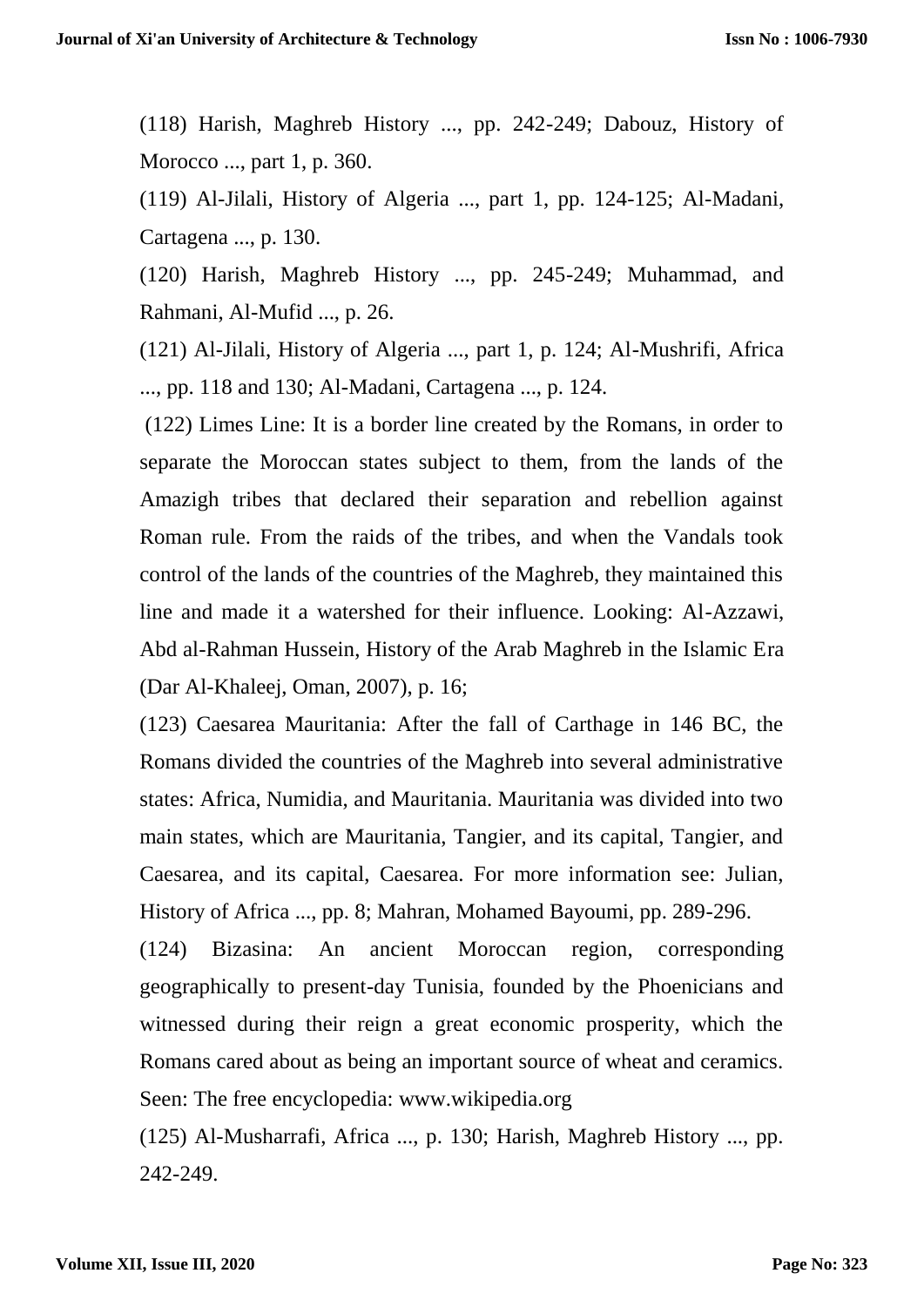(118) Harish, Maghreb History ..., pp. 242-249; Dabouz, History of Morocco ..., part 1, p. 360.

(119) Al-Jilali, History of Algeria ..., part 1, pp. 124-125; Al-Madani, Cartagena ..., p. 130.

(120) Harish, Maghreb History ..., pp. 245-249; Muhammad, and Rahmani, Al-Mufid ..., p. 26.

(121) Al-Jilali, History of Algeria ..., part 1, p. 124; Al-Mushrifi, Africa ..., pp. 118 and 130; Al-Madani, Cartagena ..., p. 124.

(122) Limes Line: It is a border line created by the Romans, in order to separate the Moroccan states subject to them, from the lands of the Amazigh tribes that declared their separation and rebellion against Roman rule. From the raids of the tribes, and when the Vandals took control of the lands of the countries of the Maghreb, they maintained this line and made it a watershed for their influence. Looking: Al-Azzawi, Abd al-Rahman Hussein, History of the Arab Maghreb in the Islamic Era (Dar Al-Khaleej, Oman, 2007), p. 16;

(123) Caesarea Mauritania: After the fall of Carthage in 146 BC, the Romans divided the countries of the Maghreb into several administrative states: Africa, Numidia, and Mauritania. Mauritania was divided into two main states, which are Mauritania, Tangier, and its capital, Tangier, and Caesarea, and its capital, Caesarea. For more information see: Julian, History of Africa ..., pp. 8; Mahran, Mohamed Bayoumi, pp. 289-296.

(124) Bizasina: An ancient Moroccan region, corresponding geographically to present-day Tunisia, founded by the Phoenicians and witnessed during their reign a great economic prosperity, which the Romans cared about as being an important source of wheat and ceramics. Seen: The free encyclopedia: www.wikipedia.org

(125) Al-Musharrafi, Africa ..., p. 130; Harish, Maghreb History ..., pp. 242-249.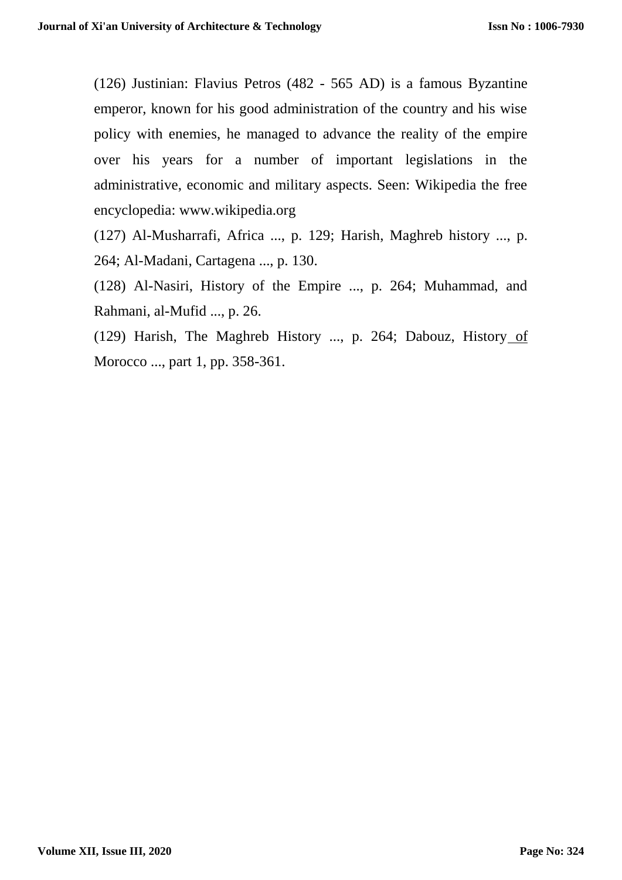(126) Justinian: Flavius Petros (482 - 565 AD) is a famous Byzantine emperor, known for his good administration of the country and his wise policy with enemies, he managed to advance the reality of the empire over his years for a number of important legislations in the administrative, economic and military aspects. Seen: Wikipedia the free encyclopedia: www.wikipedia.org

(127) Al-Musharrafi, Africa ..., p. 129; Harish, Maghreb history ..., p. 264; Al-Madani, Cartagena ..., p. 130.

(128) Al-Nasiri, History of the Empire ..., p. 264; Muhammad, and Rahmani, al-Mufid ..., p. 26.

(129) Harish, The Maghreb History ..., p. 264; Dabouz, History of Morocco ..., part 1, pp. 358-361.